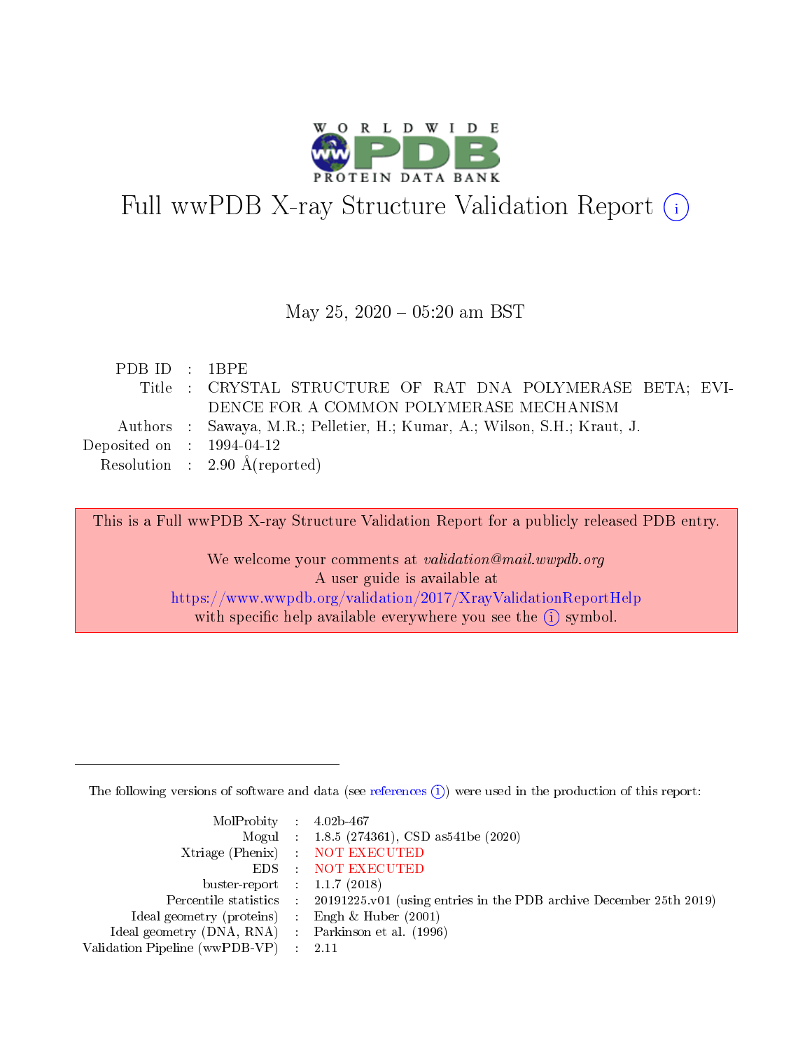# Full wwPDB X-ray Structure Validation Report (i)

May 25, 2020 – 05:20 am BST

| | | |
|---|---|---|
| PDB ID | : | 1BPE |
| Title | : | CRYSTAL STRUCTURE OF RAT DNA POLYMERASE BETA; EVIDENCE FOR A COMMON POLYMERASE MECHANISM |
| Authors | : | Sawaya, M.R.; Pelletier, H.; Kumar, A.; Wilson, S.H.; Kraut, J. |
| Deposited on | : | 1994-04-12 |
| Resolution | : | 2.90 Å(reported) |

This is a Full wwPDB X-ray Structure Validation Report for a publicly released PDB entry.

We welcome your comments at *validation@mail.wwpdb.org*
A user guide is available at
https://www.wwpdb.org/validation/2017/XrayValidationReportHelp
with specific help available everywhere you see the (i) symbol.

---

The following versions of software and data (see references (i)) were used in the production of this report:

| | | |
|---|---|---|
| MolProbity | : | 4.02b-467 |
| Mogul | : | 1.8.5 (274361), CSD as541be (2020) |
| Xtriage (Phenix) | : | NOT EXECUTED |
| EDS | : | NOT EXECUTED |
| buster-report | : | 1.1.7 (2018) |
| Percentile statistics | : | 20191225.v01 (using entries in the PDB archive December 25th 2019) |
| Ideal geometry (proteins) | : | Engh & Huber (2001) |
| Ideal geometry (DNA, RNA) | : | Parkinson et al. (1996) |
| Validation Pipeline (wwPDB-VP) | : | 2.11 |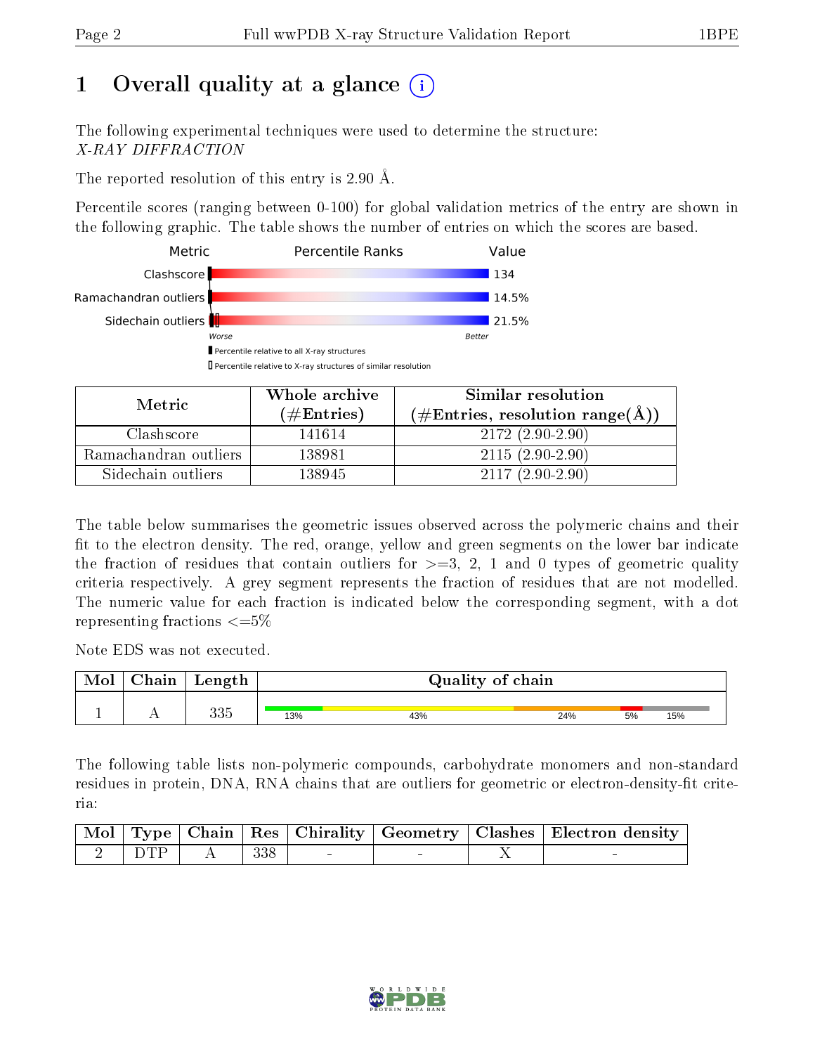# 1 Overall quality at a glance

The following experimental techniques were used to determine the structure:
*X-RAY DIFFRACTION*

The reported resolution of this entry is 2.90 Å.

Percentile scores (ranging between 0-100) for global validation metrics of the entry are shown in the following graphic. The table shows the number of entries on which the scores are based.

| Metric | Percentile Ranks | Value |
|---|---|---|
| Clashscore | | 134 |
| Ramachandran outliers | | 14.5% |
| Sidechain outliers | | 21.5% |

Worse — Better

▮ Percentile relative to all X-ray structures
▯ Percentile relative to X-ray structures of similar resolution

| Metric | Whole archive (#Entries) | Similar resolution (#Entries, resolution range(Å)) |
|---|---|---|
| Clashscore | 141614 | 2172 (2.90-2.90) |
| Ramachandran outliers | 138981 | 2115 (2.90-2.90) |
| Sidechain outliers | 138945 | 2117 (2.90-2.90) |

The table below summarises the geometric issues observed across the polymeric chains and their fit to the electron density. The red, orange, yellow and green segments on the lower bar indicate the fraction of residues that contain outliers for >=3, 2, 1 and 0 types of geometric quality criteria respectively. A grey segment represents the fraction of residues that are not modelled. The numeric value for each fraction is indicated below the corresponding segment, with a dot representing fractions <=5%

Note EDS was not executed.

| Mol | Chain | Length | Quality of chain |
|---|---|---|---|
| 1 | A | 335 | 13% / 43% / 24% / 5% / 15% |

The following table lists non-polymeric compounds, carbohydrate monomers and non-standard residues in protein, DNA, RNA chains that are outliers for geometric or electron-density-fit criteria:

| Mol | Type | Chain | Res | Chirality | Geometry | Clashes | Electron density |
|---|---|---|---|---|---|---|---|
| 2 | DTP | A | 338 | - | - | X | - |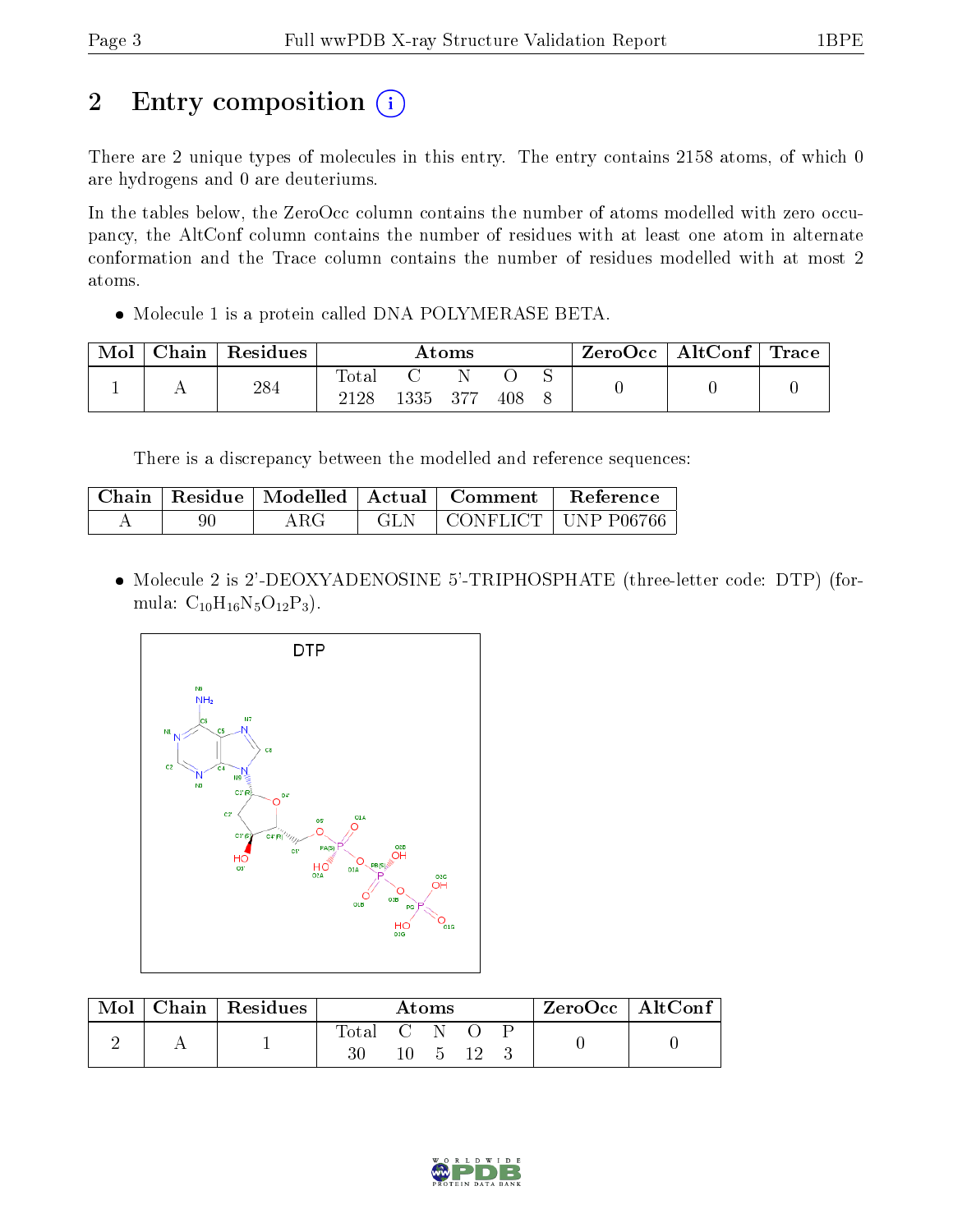# 2 Entry composition

There are 2 unique types of molecules in this entry. The entry contains 2158 atoms, of which 0 are hydrogens and 0 are deuteriums.

In the tables below, the ZeroOcc column contains the number of atoms modelled with zero occupancy, the AltConf column contains the number of residues with at least one atom in alternate conformation and the Trace column contains the number of residues modelled with at most 2 atoms.

- Molecule 1 is a protein called DNA POLYMERASE BETA.

| Mol | Chain | Residues | Atoms | | | | | ZeroOcc | AltConf | Trace |
|---|---|---|---|---|---|---|---|---|---|---|
| | | | Total | C | N | O | S | | | |
| 1 | A | 284 | 2128 | 1335 | 377 | 408 | 8 | 0 | 0 | 0 |

There is a discrepancy between the modelled and reference sequences:

| Chain | Residue | Modelled | Actual | Comment | Reference |
|---|---|---|---|---|---|
| A | 90 | ARG | GLN | CONFLICT | UNP P06766 |

- Molecule 2 is 2'-DEOXYADENOSINE 5'-TRIPHOSPHATE (three-letter code: DTP) (formula: $C_{10}H_{16}N_5O_{12}P_3$).

| Mol | Chain | Residues | Atoms | | | | | ZeroOcc | AltConf |
|---|---|---|---|---|---|---|---|---|---|
| | | | Total | C | N | O | P | | |
| 2 | A | 1 | 30 | 10 | 5 | 12 | 3 | 0 | 0 |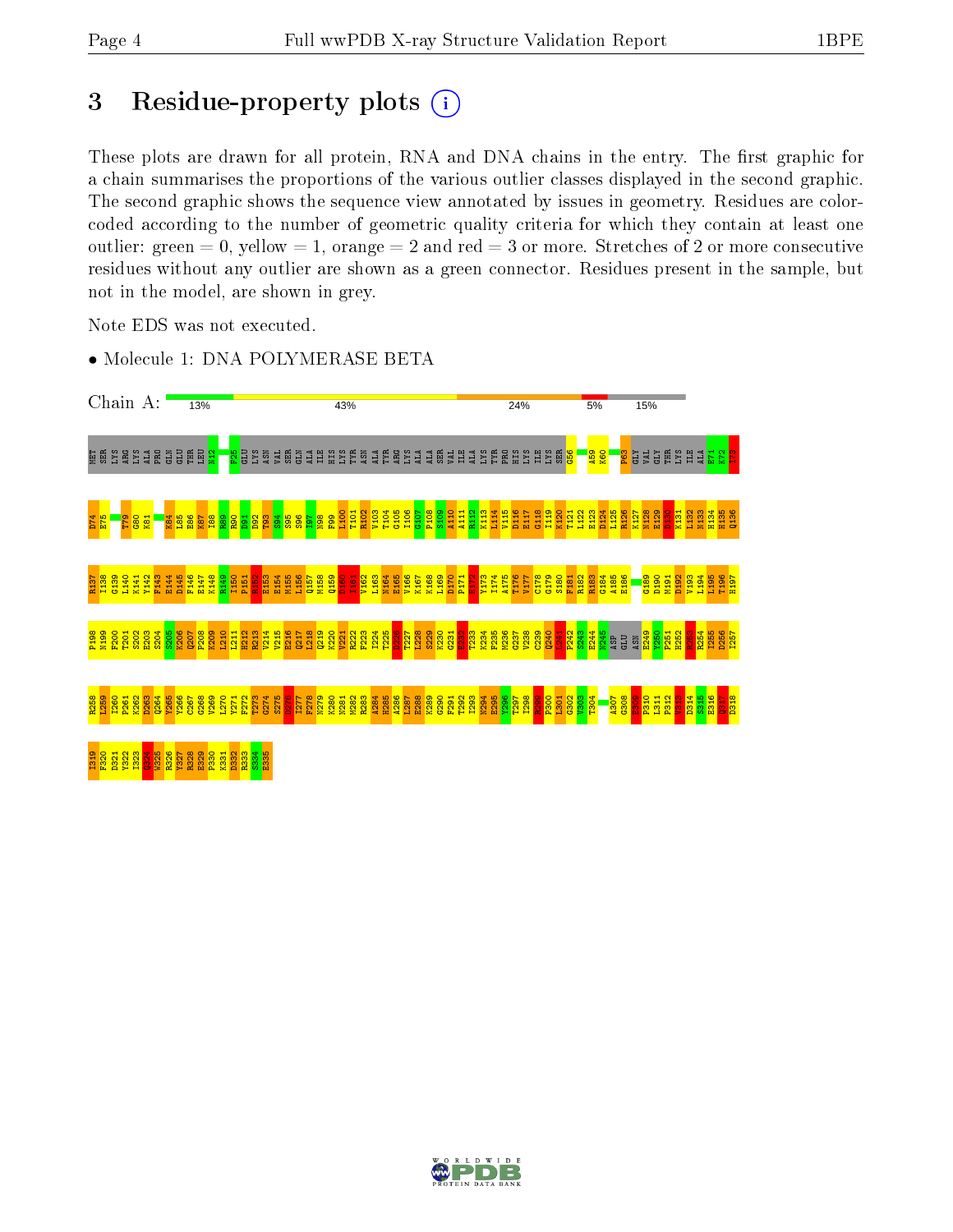# 3 Residue-property plots

These plots are drawn for all protein, RNA and DNA chains in the entry. The first graphic for a chain summarises the proportions of the various outlier classes displayed in the second graphic. The second graphic shows the sequence view annotated by issues in geometry. Residues are color-coded according to the number of geometric quality criteria for which they contain at least one outlier: green = 0, yellow = 1, orange = 2 and red = 3 or more. Stretches of 2 or more consecutive residues without any outlier are shown as a green connector. Residues present in the sample, but not in the model, are shown in grey.

Note EDS was not executed.

- Molecule 1: DNA POLYMERASE BETA

Chain A: 13% | 43% | 24% | 5% | 15%

MET SER LYS ARG LYS ALA PRO GLN GLU THR LEU N12 F25 GLU LYS ASN VAL SER GLN ALA ILE HIS LYS TYR ASN ALA TYR ARG LYS ALA ALA SER VAL ILE ALA LYS TYR PRO HIS LYS ILE LYS SER G56 A59 K60 P63 GLY VAL GLY THR LYS ILE ALA E71 K72 I73

D74 E75 T79 G80 K81 K84 L85 E86 K87 I88 R89 R90 D91 D92 T93 S94 S95 S96 I97 N98 F99 L100 T101 R102 V103 T104 G105 I106 G107 P108 S109 A110 A111 R112 K113 L114 V115 D116 E117 G118 I119 K120 T121 L122 E123 D124 L125 R126 K127 N128 E129 D130 K131 L132 N133 H134 H135 Q136

R137 I138 G139 L140 K141 Y142 F143 E144 D145 F146 E147 K148 R149 I150 P151 R152 E153 E154 M155 L156 Q157 M158 Q159 D160 I161 V162 L163 N164 E165 V166 K167 K168 L169 D170 P171 E172 Y173 I174 A175 T176 V177 C178 G179 S180 F181 R182 R183 G184 A185 E186 G189 D190 M191 D192 V193 L194 L195 T196 H197

P198 N199 F200 T201 S202 E203 S204 S205 K206 Q207 P208 K209 L210 L211 H212 R213 V214 V215 E216 Q217 L218 Q219 K220 V221 R222 F223 I224 T225 D226 T227 L228 S229 K230 G231 E232 T233 K234 F235 M236 G237 V238 C239 Q240 L241 P242 S243 E244 N245 ASP GLU ASN E249 Y250 P251 H252 R253 R254 I255 D256 I257

R258 L259 I260 P261 K262 D263 Q264 Y265 Y266 C267 G268 V269 L270 Y271 F272 T273 G274 S275 D276 I277 F278 N279 K280 N281 M282 R283 A284 H285 A286 L287 E288 K289 G290 F291 T292 I293 N294 E295 Y296 T297 I298 R299 P300 L301 G302 V303 T304 A307 G308 E309 P310 L311 P312 V313 D314 S315 E316 Q317 D318

I319 F320 D321 Y322 I323 Q324 W325 R326 Y327 R328 E329 P330 K331 D332 R333 S334 E335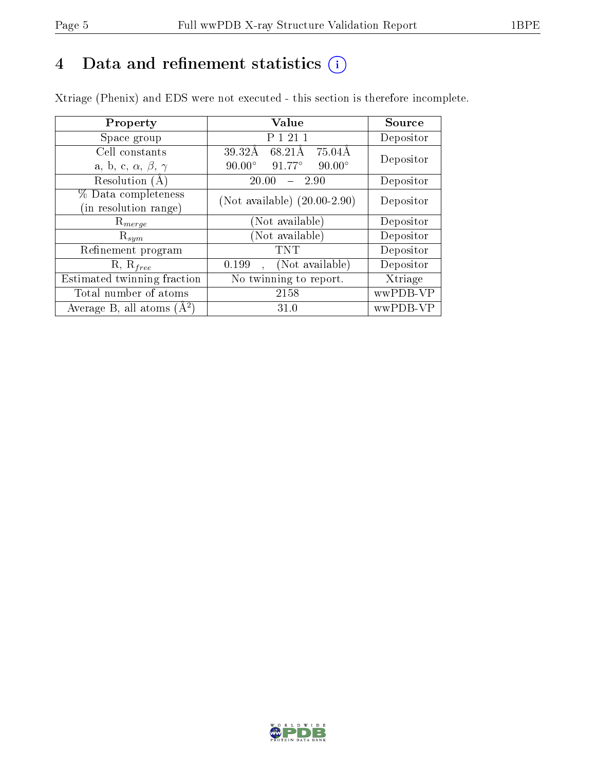# 4 Data and refinement statistics (i)

Xtriage (Phenix) and EDS were not executed - this section is therefore incomplete.

| Property | Value | Source |
|---|---|---|
| Space group | P 1 21 1 | Depositor |
| Cell constants<br>a, b, c, $\alpha$, $\beta$, $\gamma$ | 39.32Å 68.21Å 75.04Å<br>90.00° 91.77° 90.00° | Depositor |
| Resolution (Å) | 20.00 – 2.90 | Depositor |
| % Data completeness<br>(in resolution range) | (Not available) (20.00-2.90) | Depositor |
| $R_{merge}$ | (Not available) | Depositor |
| $R_{sym}$ | (Not available) | Depositor |
| Refinement program | TNT | Depositor |
| R, $R_{free}$ | 0.199 , (Not available) | Depositor |
| Estimated twinning fraction | No twinning to report. | Xtriage |
| Total number of atoms | 2158 | wwPDB-VP |
| Average B, all atoms (Å$^2$) | 31.0 | wwPDB-VP |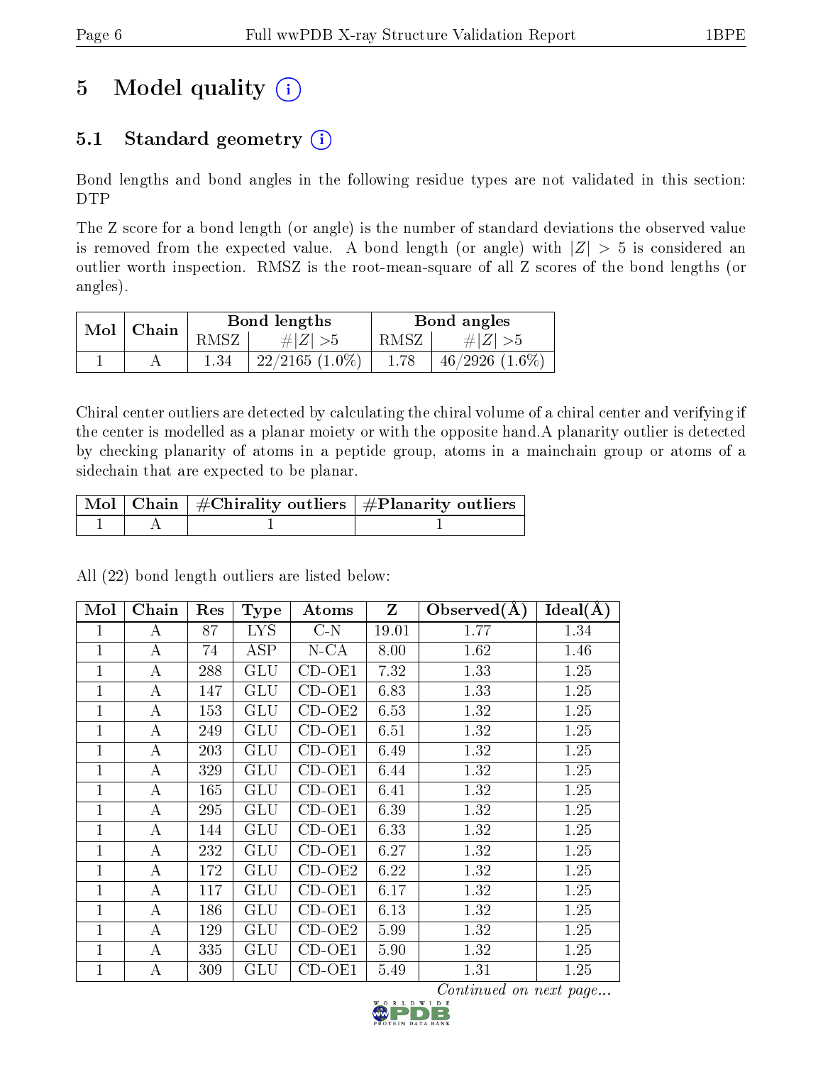# 5 Model quality

## 5.1 Standard geometry

Bond lengths and bond angles in the following residue types are not validated in this section: DTP

The Z score for a bond length (or angle) is the number of standard deviations the observed value is removed from the expected value. A bond length (or angle) with $|Z| > 5$ is considered an outlier worth inspection. RMSZ is the root-mean-square of all Z scores of the bond lengths (or angles).

| Mol | Chain | Bond lengths | | Bond angles | |
|---|---|---|---|---|---|
| | | RMSZ | #$\|Z\|$ >5 | RMSZ | #$\|Z\|$ >5 |
| 1 | A | 1.34 | 22/2165 (1.0%) | 1.78 | 46/2926 (1.6%) |

Chiral center outliers are detected by calculating the chiral volume of a chiral center and verifying if the center is modelled as a planar moiety or with the opposite hand.A planarity outlier is detected by checking planarity of atoms in a peptide group, atoms in a mainchain group or atoms of a sidechain that are expected to be planar.

| Mol | Chain | #Chirality outliers | #Planarity outliers |
|---|---|---|---|
| 1 | A | 1 | 1 |

All (22) bond length outliers are listed below:

| Mol | Chain | Res | Type | Atoms | Z | Observed(Å) | Ideal(Å) |
|---|---|---|---|---|---|---|---|
| 1 | A | 87 | LYS | C-N | 19.01 | 1.77 | 1.34 |
| 1 | A | 74 | ASP | N-CA | 8.00 | 1.62 | 1.46 |
| 1 | A | 288 | GLU | CD-OE1 | 7.32 | 1.33 | 1.25 |
| 1 | A | 147 | GLU | CD-OE1 | 6.83 | 1.33 | 1.25 |
| 1 | A | 153 | GLU | CD-OE2 | 6.53 | 1.32 | 1.25 |
| 1 | A | 249 | GLU | CD-OE1 | 6.51 | 1.32 | 1.25 |
| 1 | A | 203 | GLU | CD-OE1 | 6.49 | 1.32 | 1.25 |
| 1 | A | 329 | GLU | CD-OE1 | 6.44 | 1.32 | 1.25 |
| 1 | A | 165 | GLU | CD-OE1 | 6.41 | 1.32 | 1.25 |
| 1 | A | 295 | GLU | CD-OE1 | 6.39 | 1.32 | 1.25 |
| 1 | A | 144 | GLU | CD-OE1 | 6.33 | 1.32 | 1.25 |
| 1 | A | 232 | GLU | CD-OE1 | 6.27 | 1.32 | 1.25 |
| 1 | A | 172 | GLU | CD-OE2 | 6.22 | 1.32 | 1.25 |
| 1 | A | 117 | GLU | CD-OE1 | 6.17 | 1.32 | 1.25 |
| 1 | A | 186 | GLU | CD-OE1 | 6.13 | 1.32 | 1.25 |
| 1 | A | 129 | GLU | CD-OE2 | 5.99 | 1.32 | 1.25 |
| 1 | A | 335 | GLU | CD-OE1 | 5.90 | 1.32 | 1.25 |
| 1 | A | 309 | GLU | CD-OE1 | 5.49 | 1.31 | 1.25 |

*Continued on next page...*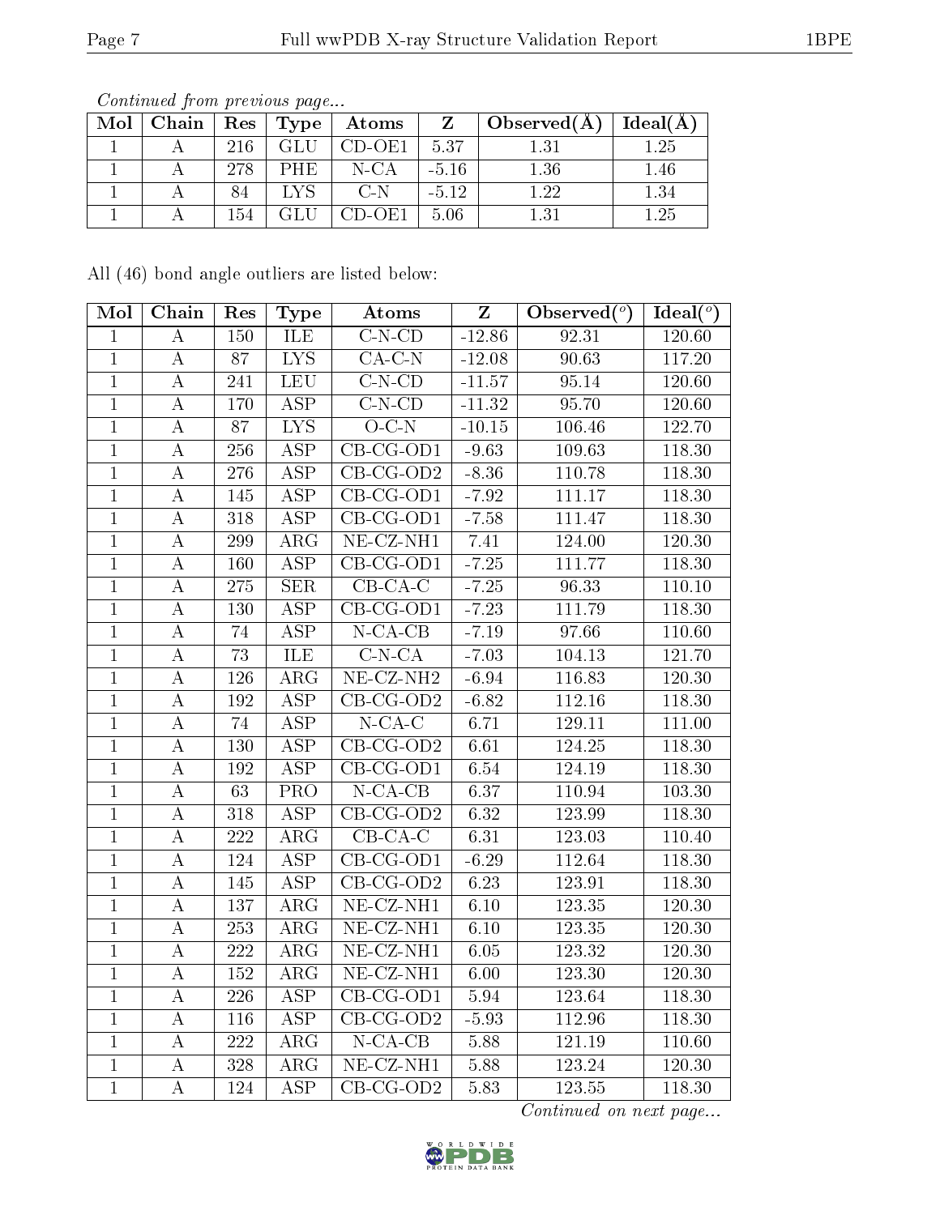*Continued from previous page...*

| Mol | Chain | Res | Type | Atoms | Z | Observed(Å) | Ideal(Å) |
|---|---|---|---|---|---|---|---|
| 1 | A | 216 | GLU | CD-OE1 | 5.37 | 1.31 | 1.25 |
| 1 | A | 278 | PHE | N-CA | -5.16 | 1.36 | 1.46 |
| 1 | A | 84 | LYS | C-N | -5.12 | 1.22 | 1.34 |
| 1 | A | 154 | GLU | CD-OE1 | 5.06 | 1.31 | 1.25 |

All (46) bond angle outliers are listed below:

| Mol | Chain | Res | Type | Atoms | Z | Observed(°) | Ideal(°) |
|---|---|---|---|---|---|---|---|
| 1 | A | 150 | ILE | C-N-CD | -12.86 | 92.31 | 120.60 |
| 1 | A | 87 | LYS | CA-C-N | -12.08 | 90.63 | 117.20 |
| 1 | A | 241 | LEU | C-N-CD | -11.57 | 95.14 | 120.60 |
| 1 | A | 170 | ASP | C-N-CD | -11.32 | 95.70 | 120.60 |
| 1 | A | 87 | LYS | O-C-N | -10.15 | 106.46 | 122.70 |
| 1 | A | 256 | ASP | CB-CG-OD1 | -9.63 | 109.63 | 118.30 |
| 1 | A | 276 | ASP | CB-CG-OD2 | -8.36 | 110.78 | 118.30 |
| 1 | A | 145 | ASP | CB-CG-OD1 | -7.92 | 111.17 | 118.30 |
| 1 | A | 318 | ASP | CB-CG-OD1 | -7.58 | 111.47 | 118.30 |
| 1 | A | 299 | ARG | NE-CZ-NH1 | 7.41 | 124.00 | 120.30 |
| 1 | A | 160 | ASP | CB-CG-OD1 | -7.25 | 111.77 | 118.30 |
| 1 | A | 275 | SER | CB-CA-C | -7.25 | 96.33 | 110.10 |
| 1 | A | 130 | ASP | CB-CG-OD1 | -7.23 | 111.79 | 118.30 |
| 1 | A | 74 | ASP | N-CA-CB | -7.19 | 97.66 | 110.60 |
| 1 | A | 73 | ILE | C-N-CA | -7.03 | 104.13 | 121.70 |
| 1 | A | 126 | ARG | NE-CZ-NH2 | -6.94 | 116.83 | 120.30 |
| 1 | A | 192 | ASP | CB-CG-OD2 | -6.82 | 112.16 | 118.30 |
| 1 | A | 74 | ASP | N-CA-C | 6.71 | 129.11 | 111.00 |
| 1 | A | 130 | ASP | CB-CG-OD2 | 6.61 | 124.25 | 118.30 |
| 1 | A | 192 | ASP | CB-CG-OD1 | 6.54 | 124.19 | 118.30 |
| 1 | A | 63 | PRO | N-CA-CB | 6.37 | 110.94 | 103.30 |
| 1 | A | 318 | ASP | CB-CG-OD2 | 6.32 | 123.99 | 118.30 |
| 1 | A | 222 | ARG | CB-CA-C | 6.31 | 123.03 | 110.40 |
| 1 | A | 124 | ASP | CB-CG-OD1 | -6.29 | 112.64 | 118.30 |
| 1 | A | 145 | ASP | CB-CG-OD2 | 6.23 | 123.91 | 118.30 |
| 1 | A | 137 | ARG | NE-CZ-NH1 | 6.10 | 123.35 | 120.30 |
| 1 | A | 253 | ARG | NE-CZ-NH1 | 6.10 | 123.35 | 120.30 |
| 1 | A | 222 | ARG | NE-CZ-NH1 | 6.05 | 123.32 | 120.30 |
| 1 | A | 152 | ARG | NE-CZ-NH1 | 6.00 | 123.30 | 120.30 |
| 1 | A | 226 | ASP | CB-CG-OD1 | 5.94 | 123.64 | 118.30 |
| 1 | A | 116 | ASP | CB-CG-OD2 | -5.93 | 112.96 | 118.30 |
| 1 | A | 222 | ARG | N-CA-CB | 5.88 | 121.19 | 110.60 |
| 1 | A | 328 | ARG | NE-CZ-NH1 | 5.88 | 123.24 | 120.30 |
| 1 | A | 124 | ASP | CB-CG-OD2 | 5.83 | 123.55 | 118.30 |

*Continued on next page...*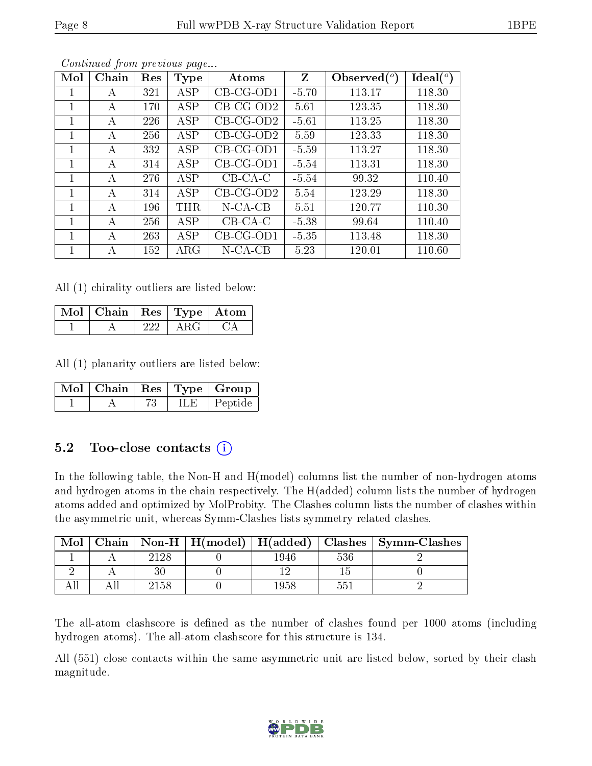*Continued from previous page...*

| Mol | Chain | Res | Type | Atoms | Z | Observed(°) | Ideal(°) |
|---|---|---|---|---|---|---|---|
| 1 | A | 321 | ASP | CB-CG-OD1 | -5.70 | 113.17 | 118.30 |
| 1 | A | 170 | ASP | CB-CG-OD2 | 5.61 | 123.35 | 118.30 |
| 1 | A | 226 | ASP | CB-CG-OD2 | -5.61 | 113.25 | 118.30 |
| 1 | A | 256 | ASP | CB-CG-OD2 | 5.59 | 123.33 | 118.30 |
| 1 | A | 332 | ASP | CB-CG-OD1 | -5.59 | 113.27 | 118.30 |
| 1 | A | 314 | ASP | CB-CG-OD1 | -5.54 | 113.31 | 118.30 |
| 1 | A | 276 | ASP | CB-CA-C | -5.54 | 99.32 | 110.40 |
| 1 | A | 314 | ASP | CB-CG-OD2 | 5.54 | 123.29 | 118.30 |
| 1 | A | 196 | THR | N-CA-CB | 5.51 | 120.77 | 110.30 |
| 1 | A | 256 | ASP | CB-CA-C | -5.38 | 99.64 | 110.40 |
| 1 | A | 263 | ASP | CB-CG-OD1 | -5.35 | 113.48 | 118.30 |
| 1 | A | 152 | ARG | N-CA-CB | 5.23 | 120.01 | 110.60 |

All (1) chirality outliers are listed below:

| Mol | Chain | Res | Type | Atom |
|---|---|---|---|---|
| 1 | A | 222 | ARG | CA |

All (1) planarity outliers are listed below:

| Mol | Chain | Res | Type | Group |
|---|---|---|---|---|
| 1 | A | 73 | ILE | Peptide |

### 5.2 Too-close contacts (i)

In the following table, the Non-H and H(model) columns list the number of non-hydrogen atoms and hydrogen atoms in the chain respectively. The H(added) column lists the number of hydrogen atoms added and optimized by MolProbity. The Clashes column lists the number of clashes within the asymmetric unit, whereas Symm-Clashes lists symmetry related clashes.

| Mol | Chain | Non-H | H(model) | H(added) | Clashes | Symm-Clashes |
|---|---|---|---|---|---|---|
| 1 | A | 2128 | 0 | 1946 | 536 | 2 |
| 2 | A | 30 | 0 | 12 | 15 | 0 |
| All | All | 2158 | 0 | 1958 | 551 | 2 |

The all-atom clashscore is defined as the number of clashes found per 1000 atoms (including hydrogen atoms). The all-atom clashscore for this structure is 134.

All (551) close contacts within the same asymmetric unit are listed below, sorted by their clash magnitude.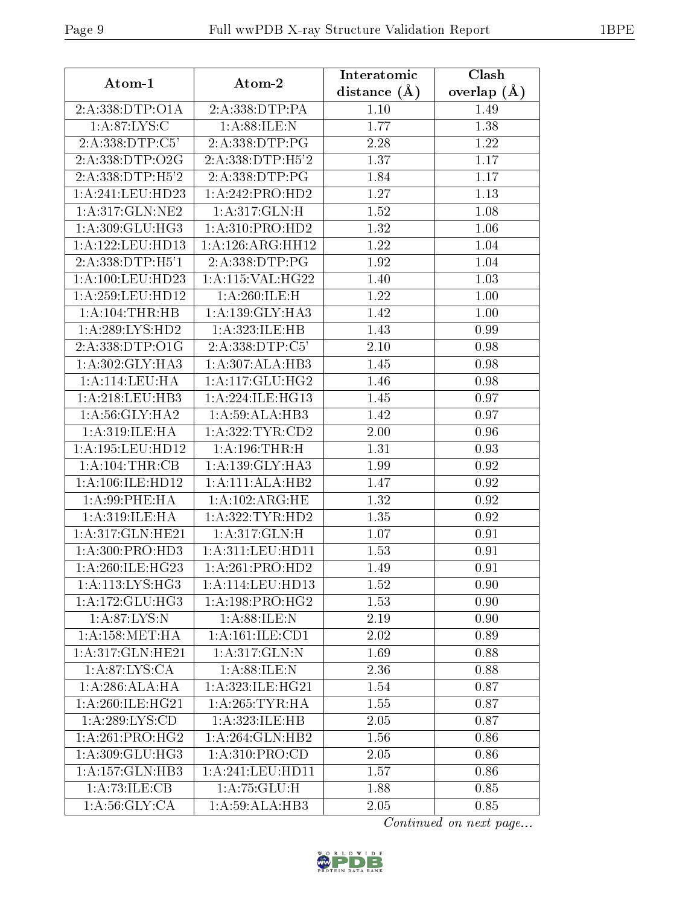| Atom-1 | Atom-2 | Interatomic distance (Å) | Clash overlap (Å) |
|---|---|---|---|
| 2:A:338:DTP:O1A | 2:A:338:DTP:PA | 1.10 | 1.49 |
| 1:A:87:LYS:C | 1:A:88:ILE:N | 1.77 | 1.38 |
| 2:A:338:DTP:C5' | 2:A:338:DTP:PG | 2.28 | 1.22 |
| 2:A:338:DTP:O2G | 2:A:338:DTP:H5'2 | 1.37 | 1.17 |
| 2:A:338:DTP:H5'2 | 2:A:338:DTP:PG | 1.84 | 1.17 |
| 1:A:241:LEU:HD23 | 1:A:242:PRO:HD2 | 1.27 | 1.13 |
| 1:A:317:GLN:NE2 | 1:A:317:GLN:H | 1.52 | 1.08 |
| 1:A:309:GLU:HG3 | 1:A:310:PRO:HD2 | 1.32 | 1.06 |
| 1:A:122:LEU:HD13 | 1:A:126:ARG:HH12 | 1.22 | 1.04 |
| 2:A:338:DTP:H5'1 | 2:A:338:DTP:PG | 1.92 | 1.04 |
| 1:A:100:LEU:HD23 | 1:A:115:VAL:HG22 | 1.40 | 1.03 |
| 1:A:259:LEU:HD12 | 1:A:260:ILE:H | 1.22 | 1.00 |
| 1:A:104:THR:HB | 1:A:139:GLY:HA3 | 1.42 | 1.00 |
| 1:A:289:LYS:HD2 | 1:A:323:ILE:HB | 1.43 | 0.99 |
| 2:A:338:DTP:O1G | 2:A:338:DTP:C5' | 2.10 | 0.98 |
| 1:A:302:GLY:HA3 | 1:A:307:ALA:HB3 | 1.45 | 0.98 |
| 1:A:114:LEU:HA | 1:A:117:GLU:HG2 | 1.46 | 0.98 |
| 1:A:218:LEU:HB3 | 1:A:224:ILE:HG13 | 1.45 | 0.97 |
| 1:A:56:GLY:HA2 | 1:A:59:ALA:HB3 | 1.42 | 0.97 |
| 1:A:319:ILE:HA | 1:A:322:TYR:CD2 | 2.00 | 0.96 |
| 1:A:195:LEU:HD12 | 1:A:196:THR:H | 1.31 | 0.93 |
| 1:A:104:THR:CB | 1:A:139:GLY:HA3 | 1.99 | 0.92 |
| 1:A:106:ILE:HD12 | 1:A:111:ALA:HB2 | 1.47 | 0.92 |
| 1:A:99:PHE:HA | 1:A:102:ARG:HE | 1.32 | 0.92 |
| 1:A:319:ILE:HA | 1:A:322:TYR:HD2 | 1.35 | 0.92 |
| 1:A:317:GLN:HE21 | 1:A:317:GLN:H | 1.07 | 0.91 |
| 1:A:300:PRO:HD3 | 1:A:311:LEU:HD11 | 1.53 | 0.91 |
| 1:A:260:ILE:HG23 | 1:A:261:PRO:HD2 | 1.49 | 0.91 |
| 1:A:113:LYS:HG3 | 1:A:114:LEU:HD13 | 1.52 | 0.90 |
| 1:A:172:GLU:HG3 | 1:A:198:PRO:HG2 | 1.53 | 0.90 |
| 1:A:87:LYS:N | 1:A:88:ILE:N | 2.19 | 0.90 |
| 1:A:158:MET:HA | 1:A:161:ILE:CD1 | 2.02 | 0.89 |
| 1:A:317:GLN:HE21 | 1:A:317:GLN:N | 1.69 | 0.88 |
| 1:A:87:LYS:CA | 1:A:88:ILE:N | 2.36 | 0.88 |
| 1:A:286:ALA:HA | 1:A:323:ILE:HG21 | 1.54 | 0.87 |
| 1:A:260:ILE:HG21 | 1:A:265:TYR:HA | 1.55 | 0.87 |
| 1:A:289:LYS:CD | 1:A:323:ILE:HB | 2.05 | 0.87 |
| 1:A:261:PRO:HG2 | 1:A:264:GLN:HB2 | 1.56 | 0.86 |
| 1:A:309:GLU:HG3 | 1:A:310:PRO:CD | 2.05 | 0.86 |
| 1:A:157:GLN:HB3 | 1:A:241:LEU:HD11 | 1.57 | 0.86 |
| 1:A:73:ILE:CB | 1:A:75:GLU:H | 1.88 | 0.85 |
| 1:A:56:GLY:CA | 1:A:59:ALA:HB3 | 2.05 | 0.85 |

*Continued on next page...*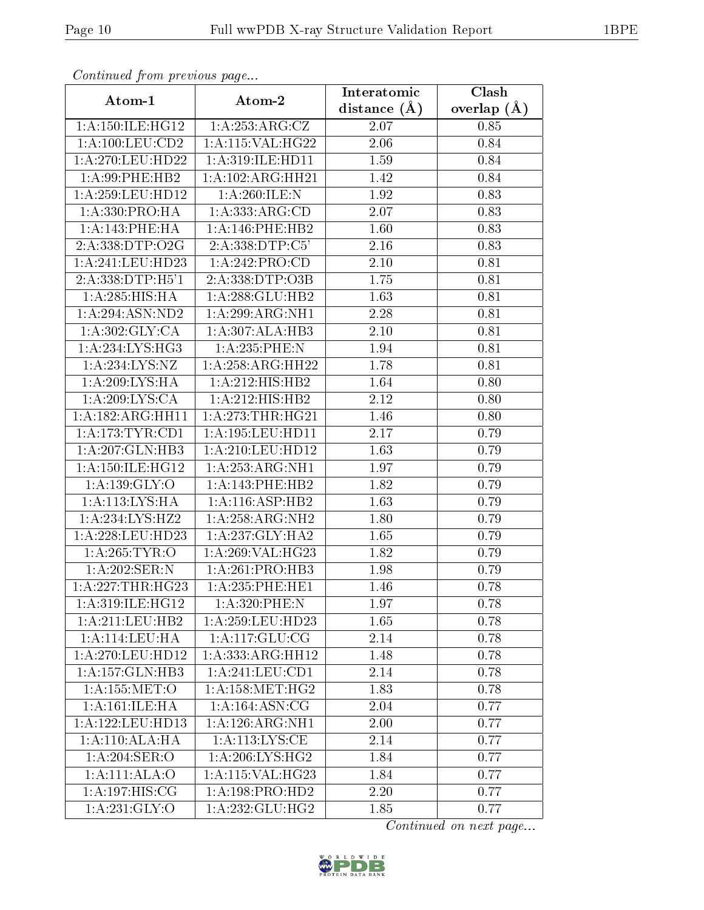*Continued from previous page...*

| Atom-1 | Atom-2 | Interatomic distance (Å) | Clash overlap (Å) |
|---|---|---|---|
| 1:A:150:ILE:HG12 | 1:A:253:ARG:CZ | 2.07 | 0.85 |
| 1:A:100:LEU:CD2 | 1:A:115:VAL:HG22 | 2.06 | 0.84 |
| 1:A:270:LEU:HD22 | 1:A:319:ILE:HD11 | 1.59 | 0.84 |
| 1:A:99:PHE:HB2 | 1:A:102:ARG:HH21 | 1.42 | 0.84 |
| 1:A:259:LEU:HD12 | 1:A:260:ILE:N | 1.92 | 0.83 |
| 1:A:330:PRO:HA | 1:A:333:ARG:CD | 2.07 | 0.83 |
| 1:A:143:PHE:HA | 1:A:146:PHE:HB2 | 1.60 | 0.83 |
| 2:A:338:DTP:O2G | 2:A:338:DTP:C5' | 2.16 | 0.83 |
| 1:A:241:LEU:HD23 | 1:A:242:PRO:CD | 2.10 | 0.81 |
| 2:A:338:DTP:H5'1 | 2:A:338:DTP:O3B | 1.75 | 0.81 |
| 1:A:285:HIS:HA | 1:A:288:GLU:HB2 | 1.63 | 0.81 |
| 1:A:294:ASN:ND2 | 1:A:299:ARG:NH1 | 2.28 | 0.81 |
| 1:A:302:GLY:CA | 1:A:307:ALA:HB3 | 2.10 | 0.81 |
| 1:A:234:LYS:HG3 | 1:A:235:PHE:N | 1.94 | 0.81 |
| 1:A:234:LYS:NZ | 1:A:258:ARG:HH22 | 1.78 | 0.81 |
| 1:A:209:LYS:HA | 1:A:212:HIS:HB2 | 1.64 | 0.80 |
| 1:A:209:LYS:CA | 1:A:212:HIS:HB2 | 2.12 | 0.80 |
| 1:A:182:ARG:HH11 | 1:A:273:THR:HG21 | 1.46 | 0.80 |
| 1:A:173:TYR:CD1 | 1:A:195:LEU:HD11 | 2.17 | 0.79 |
| 1:A:207:GLN:HB3 | 1:A:210:LEU:HD12 | 1.63 | 0.79 |
| 1:A:150:ILE:HG12 | 1:A:253:ARG:NH1 | 1.97 | 0.79 |
| 1:A:139:GLY:O | 1:A:143:PHE:HB2 | 1.82 | 0.79 |
| 1:A:113:LYS:HA | 1:A:116:ASP:HB2 | 1.63 | 0.79 |
| 1:A:234:LYS:HZ2 | 1:A:258:ARG:NH2 | 1.80 | 0.79 |
| 1:A:228:LEU:HD23 | 1:A:237:GLY:HA2 | 1.65 | 0.79 |
| 1:A:265:TYR:O | 1:A:269:VAL:HG23 | 1.82 | 0.79 |
| 1:A:202:SER:N | 1:A:261:PRO:HB3 | 1.98 | 0.79 |
| 1:A:227:THR:HG23 | 1:A:235:PHE:HE1 | 1.46 | 0.78 |
| 1:A:319:ILE:HG12 | 1:A:320:PHE:N | 1.97 | 0.78 |
| 1:A:211:LEU:HB2 | 1:A:259:LEU:HD23 | 1.65 | 0.78 |
| 1:A:114:LEU:HA | 1:A:117:GLU:CG | 2.14 | 0.78 |
| 1:A:270:LEU:HD12 | 1:A:333:ARG:HH12 | 1.48 | 0.78 |
| 1:A:157:GLN:HB3 | 1:A:241:LEU:CD1 | 2.14 | 0.78 |
| 1:A:155:MET:O | 1:A:158:MET:HG2 | 1.83 | 0.78 |
| 1:A:161:ILE:HA | 1:A:164:ASN:CG | 2.04 | 0.77 |
| 1:A:122:LEU:HD13 | 1:A:126:ARG:NH1 | 2.00 | 0.77 |
| 1:A:110:ALA:HA | 1:A:113:LYS:CE | 2.14 | 0.77 |
| 1:A:204:SER:O | 1:A:206:LYS:HG2 | 1.84 | 0.77 |
| 1:A:111:ALA:O | 1:A:115:VAL:HG23 | 1.84 | 0.77 |
| 1:A:197:HIS:CG | 1:A:198:PRO:HD2 | 2.20 | 0.77 |
| 1:A:231:GLY:O | 1:A:232:GLU:HG2 | 1.85 | 0.77 |

*Continued on next page...*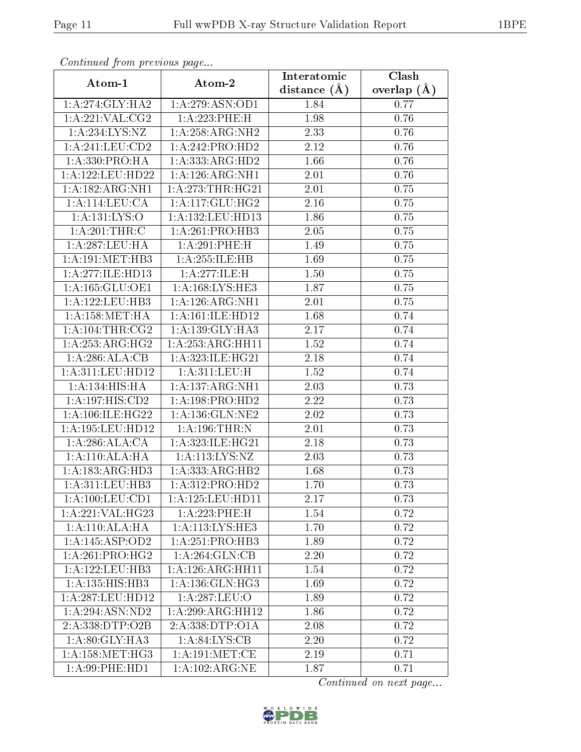*Continued from previous page...*

| Atom-1 | Atom-2 | Interatomic distance (Å) | Clash overlap (Å) |
| --- | --- | --- | --- |
| 1:A:274:GLY:HA2 | 1:A:279:ASN:OD1 | 1.84 | 0.77 |
| 1:A:221:VAL:CG2 | 1:A:223:PHE:H | 1.98 | 0.76 |
| 1:A:234:LYS:NZ | 1:A:258:ARG:NH2 | 2.33 | 0.76 |
| 1:A:241:LEU:CD2 | 1:A:242:PRO:HD2 | 2.12 | 0.76 |
| 1:A:330:PRO:HA | 1:A:333:ARG:HD2 | 1.66 | 0.76 |
| 1:A:122:LEU:HD22 | 1:A:126:ARG:NH1 | 2.01 | 0.76 |
| 1:A:182:ARG:NH1 | 1:A:273:THR:HG21 | 2.01 | 0.75 |
| 1:A:114:LEU:CA | 1:A:117:GLU:HG2 | 2.16 | 0.75 |
| 1:A:131:LYS:O | 1:A:132:LEU:HD13 | 1.86 | 0.75 |
| 1:A:201:THR:C | 1:A:261:PRO:HB3 | 2.05 | 0.75 |
| 1:A:287:LEU:HA | 1:A:291:PHE:H | 1.49 | 0.75 |
| 1:A:191:MET:HB3 | 1:A:255:ILE:HB | 1.69 | 0.75 |
| 1:A:277:ILE:HD13 | 1:A:277:ILE:H | 1.50 | 0.75 |
| 1:A:165:GLU:OE1 | 1:A:168:LYS:HE3 | 1.87 | 0.75 |
| 1:A:122:LEU:HB3 | 1:A:126:ARG:NH1 | 2.01 | 0.75 |
| 1:A:158:MET:HA | 1:A:161:ILE:HD12 | 1.68 | 0.74 |
| 1:A:104:THR:CG2 | 1:A:139:GLY:HA3 | 2.17 | 0.74 |
| 1:A:253:ARG:HG2 | 1:A:253:ARG:HH11 | 1.52 | 0.74 |
| 1:A:286:ALA:CB | 1:A:323:ILE:HG21 | 2.18 | 0.74 |
| 1:A:311:LEU:HD12 | 1:A:311:LEU:H | 1.52 | 0.74 |
| 1:A:134:HIS:HA | 1:A:137:ARG:NH1 | 2.03 | 0.73 |
| 1:A:197:HIS:CD2 | 1:A:198:PRO:HD2 | 2.22 | 0.73 |
| 1:A:106:ILE:HG22 | 1:A:136:GLN:NE2 | 2.02 | 0.73 |
| 1:A:195:LEU:HD12 | 1:A:196:THR:N | 2.01 | 0.73 |
| 1:A:286:ALA:CA | 1:A:323:ILE:HG21 | 2.18 | 0.73 |
| 1:A:110:ALA:HA | 1:A:113:LYS:NZ | 2.03 | 0.73 |
| 1:A:183:ARG:HD3 | 1:A:333:ARG:HB2 | 1.68 | 0.73 |
| 1:A:311:LEU:HB3 | 1:A:312:PRO:HD2 | 1.70 | 0.73 |
| 1:A:100:LEU:CD1 | 1:A:125:LEU:HD11 | 2.17 | 0.73 |
| 1:A:221:VAL:HG23 | 1:A:223:PHE:H | 1.54 | 0.72 |
| 1:A:110:ALA:HA | 1:A:113:LYS:HE3 | 1.70 | 0.72 |
| 1:A:145:ASP:OD2 | 1:A:251:PRO:HB3 | 1.89 | 0.72 |
| 1:A:261:PRO:HG2 | 1:A:264:GLN:CB | 2.20 | 0.72 |
| 1:A:122:LEU:HB3 | 1:A:126:ARG:HH11 | 1.54 | 0.72 |
| 1:A:135:HIS:HB3 | 1:A:136:GLN:HG3 | 1.69 | 0.72 |
| 1:A:287:LEU:HD12 | 1:A:287:LEU:O | 1.89 | 0.72 |
| 1:A:294:ASN:ND2 | 1:A:299:ARG:HH12 | 1.86 | 0.72 |
| 2:A:338:DTP:O2B | 2:A:338:DTP:O1A | 2.08 | 0.72 |
| 1:A:80:GLY:HA3 | 1:A:84:LYS:CB | 2.20 | 0.72 |
| 1:A:158:MET:HG3 | 1:A:191:MET:CE | 2.19 | 0.71 |
| 1:A:99:PHE:HD1 | 1:A:102:ARG:NE | 1.87 | 0.71 |

*Continued on next page...*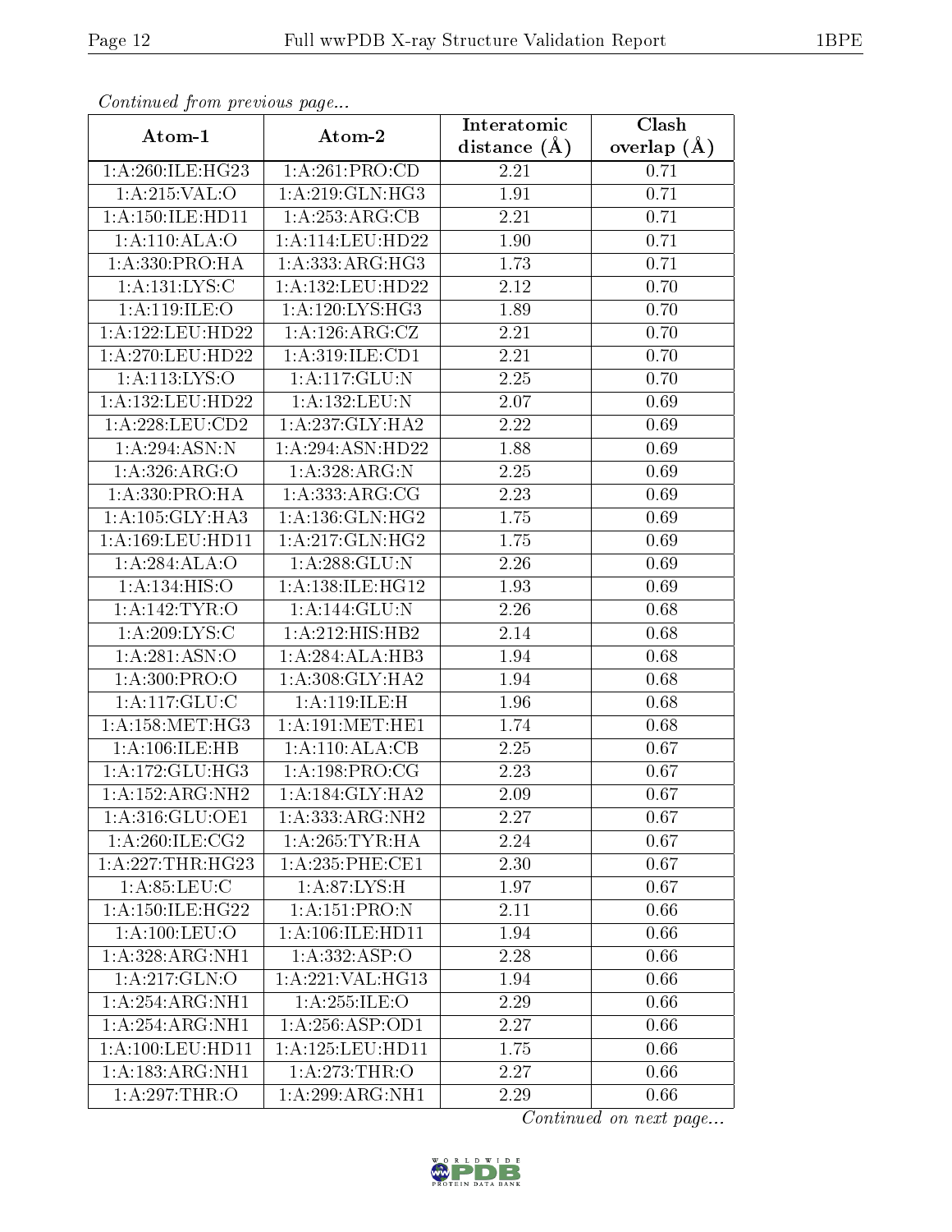*Continued from previous page...*

| Atom-1 | Atom-2 | Interatomic distance (Å) | Clash overlap (Å) |
|---|---|---|---|
| 1:A:260:ILE:HG23 | 1:A:261:PRO:CD | 2.21 | 0.71 |
| 1:A:215:VAL:O | 1:A:219:GLN:HG3 | 1.91 | 0.71 |
| 1:A:150:ILE:HD11 | 1:A:253:ARG:CB | 2.21 | 0.71 |
| 1:A:110:ALA:O | 1:A:114:LEU:HD22 | 1.90 | 0.71 |
| 1:A:330:PRO:HA | 1:A:333:ARG:HG3 | 1.73 | 0.71 |
| 1:A:131:LYS:C | 1:A:132:LEU:HD22 | 2.12 | 0.70 |
| 1:A:119:ILE:O | 1:A:120:LYS:HG3 | 1.89 | 0.70 |
| 1:A:122:LEU:HD22 | 1:A:126:ARG:CZ | 2.21 | 0.70 |
| 1:A:270:LEU:HD22 | 1:A:319:ILE:CD1 | 2.21 | 0.70 |
| 1:A:113:LYS:O | 1:A:117:GLU:N | 2.25 | 0.70 |
| 1:A:132:LEU:HD22 | 1:A:132:LEU:N | 2.07 | 0.69 |
| 1:A:228:LEU:CD2 | 1:A:237:GLY:HA2 | 2.22 | 0.69 |
| 1:A:294:ASN:N | 1:A:294:ASN:HD22 | 1.88 | 0.69 |
| 1:A:326:ARG:O | 1:A:328:ARG:N | 2.25 | 0.69 |
| 1:A:330:PRO:HA | 1:A:333:ARG:CG | 2.23 | 0.69 |
| 1:A:105:GLY:HA3 | 1:A:136:GLN:HG2 | 1.75 | 0.69 |
| 1:A:169:LEU:HD11 | 1:A:217:GLN:HG2 | 1.75 | 0.69 |
| 1:A:284:ALA:O | 1:A:288:GLU:N | 2.26 | 0.69 |
| 1:A:134:HIS:O | 1:A:138:ILE:HG12 | 1.93 | 0.69 |
| 1:A:142:TYR:O | 1:A:144:GLU:N | 2.26 | 0.68 |
| 1:A:209:LYS:C | 1:A:212:HIS:HB2 | 2.14 | 0.68 |
| 1:A:281:ASN:O | 1:A:284:ALA:HB3 | 1.94 | 0.68 |
| 1:A:300:PRO:O | 1:A:308:GLY:HA2 | 1.94 | 0.68 |
| 1:A:117:GLU:C | 1:A:119:ILE:H | 1.96 | 0.68 |
| 1:A:158:MET:HG3 | 1:A:191:MET:HE1 | 1.74 | 0.68 |
| 1:A:106:ILE:HB | 1:A:110:ALA:CB | 2.25 | 0.67 |
| 1:A:172:GLU:HG3 | 1:A:198:PRO:CG | 2.23 | 0.67 |
| 1:A:152:ARG:NH2 | 1:A:184:GLY:HA2 | 2.09 | 0.67 |
| 1:A:316:GLU:OE1 | 1:A:333:ARG:NH2 | 2.27 | 0.67 |
| 1:A:260:ILE:CG2 | 1:A:265:TYR:HA | 2.24 | 0.67 |
| 1:A:227:THR:HG23 | 1:A:235:PHE:CE1 | 2.30 | 0.67 |
| 1:A:85:LEU:C | 1:A:87:LYS:H | 1.97 | 0.67 |
| 1:A:150:ILE:HG22 | 1:A:151:PRO:N | 2.11 | 0.66 |
| 1:A:100:LEU:O | 1:A:106:ILE:HD11 | 1.94 | 0.66 |
| 1:A:328:ARG:NH1 | 1:A:332:ASP:O | 2.28 | 0.66 |
| 1:A:217:GLN:O | 1:A:221:VAL:HG13 | 1.94 | 0.66 |
| 1:A:254:ARG:NH1 | 1:A:255:ILE:O | 2.29 | 0.66 |
| 1:A:254:ARG:NH1 | 1:A:256:ASP:OD1 | 2.27 | 0.66 |
| 1:A:100:LEU:HD11 | 1:A:125:LEU:HD11 | 1.75 | 0.66 |
| 1:A:183:ARG:NH1 | 1:A:273:THR:O | 2.27 | 0.66 |
| 1:A:297:THR:O | 1:A:299:ARG:NH1 | 2.29 | 0.66 |

*Continued on next page...*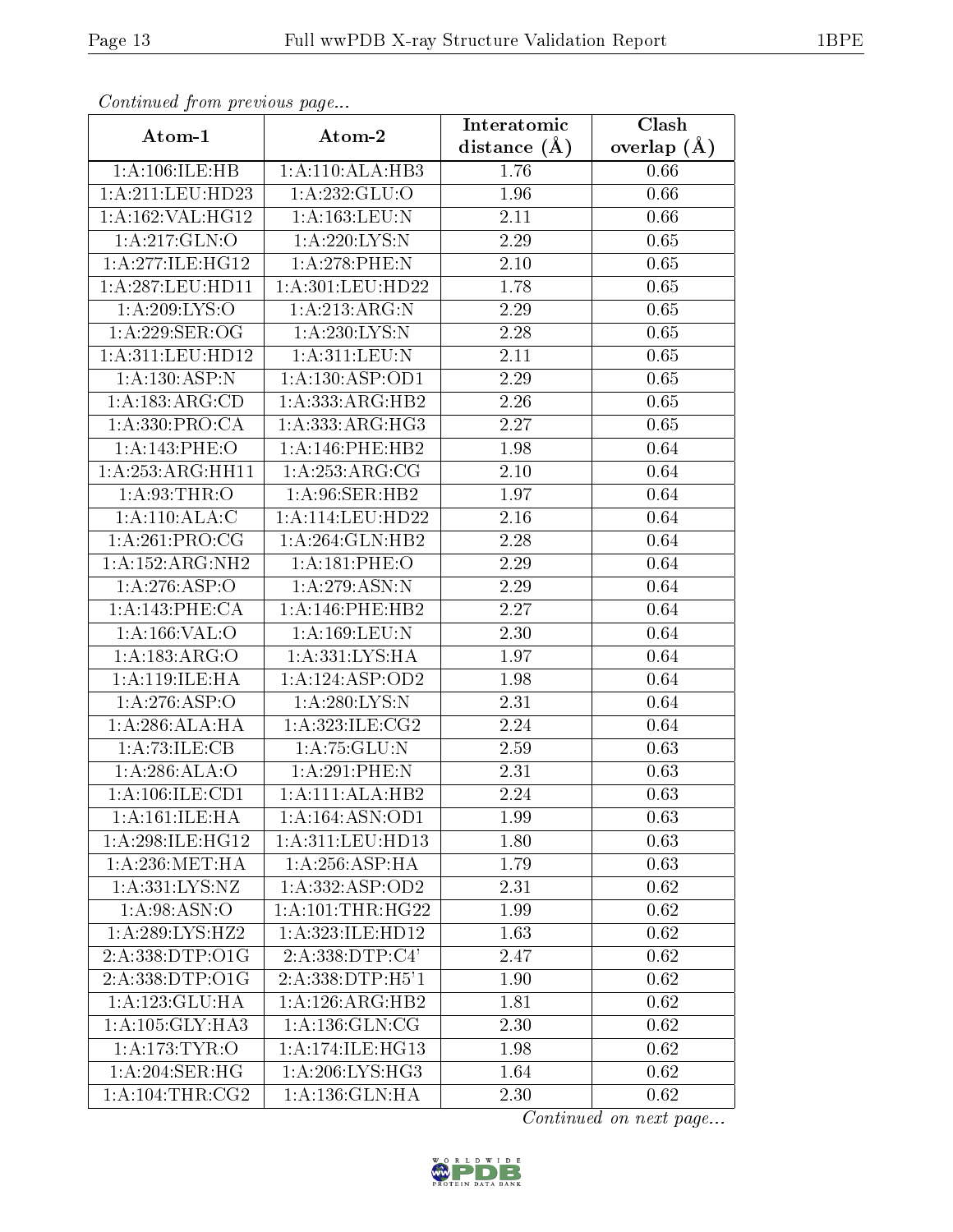*Continued from previous page...*

| Atom-1 | Atom-2 | Interatomic distance (Å) | Clash overlap (Å) |
|---|---|---|---|
| 1:A:106:ILE:HB | 1:A:110:ALA:HB3 | 1.76 | 0.66 |
| 1:A:211:LEU:HD23 | 1:A:232:GLU:O | 1.96 | 0.66 |
| 1:A:162:VAL:HG12 | 1:A:163:LEU:N | 2.11 | 0.66 |
| 1:A:217:GLN:O | 1:A:220:LYS:N | 2.29 | 0.65 |
| 1:A:277:ILE:HG12 | 1:A:278:PHE:N | 2.10 | 0.65 |
| 1:A:287:LEU:HD11 | 1:A:301:LEU:HD22 | 1.78 | 0.65 |
| 1:A:209:LYS:O | 1:A:213:ARG:N | 2.29 | 0.65 |
| 1:A:229:SER:OG | 1:A:230:LYS:N | 2.28 | 0.65 |
| 1:A:311:LEU:HD12 | 1:A:311:LEU:N | 2.11 | 0.65 |
| 1:A:130:ASP:N | 1:A:130:ASP:OD1 | 2.29 | 0.65 |
| 1:A:183:ARG:CD | 1:A:333:ARG:HB2 | 2.26 | 0.65 |
| 1:A:330:PRO:CA | 1:A:333:ARG:HG3 | 2.27 | 0.65 |
| 1:A:143:PHE:O | 1:A:146:PHE:HB2 | 1.98 | 0.64 |
| 1:A:253:ARG:HH11 | 1:A:253:ARG:CG | 2.10 | 0.64 |
| 1:A:93:THR:O | 1:A:96:SER:HB2 | 1.97 | 0.64 |
| 1:A:110:ALA:C | 1:A:114:LEU:HD22 | 2.16 | 0.64 |
| 1:A:261:PRO:CG | 1:A:264:GLN:HB2 | 2.28 | 0.64 |
| 1:A:152:ARG:NH2 | 1:A:181:PHE:O | 2.29 | 0.64 |
| 1:A:276:ASP:O | 1:A:279:ASN:N | 2.29 | 0.64 |
| 1:A:143:PHE:CA | 1:A:146:PHE:HB2 | 2.27 | 0.64 |
| 1:A:166:VAL:O | 1:A:169:LEU:N | 2.30 | 0.64 |
| 1:A:183:ARG:O | 1:A:331:LYS:HA | 1.97 | 0.64 |
| 1:A:119:ILE:HA | 1:A:124:ASP:OD2 | 1.98 | 0.64 |
| 1:A:276:ASP:O | 1:A:280:LYS:N | 2.31 | 0.64 |
| 1:A:286:ALA:HA | 1:A:323:ILE:CG2 | 2.24 | 0.64 |
| 1:A:73:ILE:CB | 1:A:75:GLU:N | 2.59 | 0.63 |
| 1:A:286:ALA:O | 1:A:291:PHE:N | 2.31 | 0.63 |
| 1:A:106:ILE:CD1 | 1:A:111:ALA:HB2 | 2.24 | 0.63 |
| 1:A:161:ILE:HA | 1:A:164:ASN:OD1 | 1.99 | 0.63 |
| 1:A:298:ILE:HG12 | 1:A:311:LEU:HD13 | 1.80 | 0.63 |
| 1:A:236:MET:HA | 1:A:256:ASP:HA | 1.79 | 0.63 |
| 1:A:331:LYS:NZ | 1:A:332:ASP:OD2 | 2.31 | 0.62 |
| 1:A:98:ASN:O | 1:A:101:THR:HG22 | 1.99 | 0.62 |
| 1:A:289:LYS:HZ2 | 1:A:323:ILE:HD12 | 1.63 | 0.62 |
| 2:A:338:DTP:O1G | 2:A:338:DTP:C4' | 2.47 | 0.62 |
| 2:A:338:DTP:O1G | 2:A:338:DTP:H5'1 | 1.90 | 0.62 |
| 1:A:123:GLU:HA | 1:A:126:ARG:HB2 | 1.81 | 0.62 |
| 1:A:105:GLY:HA3 | 1:A:136:GLN:CG | 2.30 | 0.62 |
| 1:A:173:TYR:O | 1:A:174:ILE:HG13 | 1.98 | 0.62 |
| 1:A:204:SER:HG | 1:A:206:LYS:HG3 | 1.64 | 0.62 |
| 1:A:104:THR:CG2 | 1:A:136:GLN:HA | 2.30 | 0.62 |

*Continued on next page...*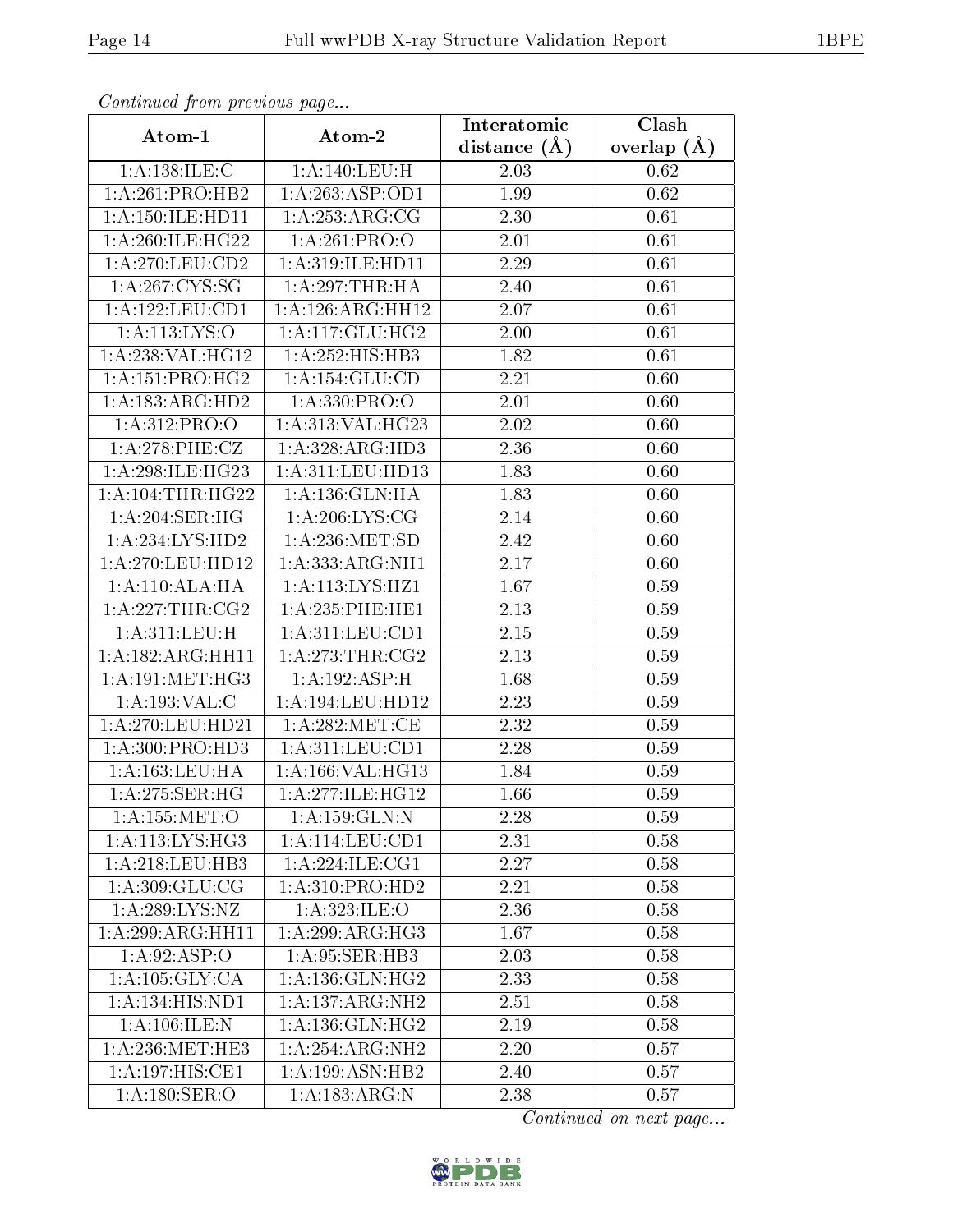*Continued from previous page...*

| Atom-1 | Atom-2 | Interatomic distance (Å) | Clash overlap (Å) |
|---|---|---|---|
| 1:A:138:ILE:C | 1:A:140:LEU:H | 2.03 | 0.62 |
| 1:A:261:PRO:HB2 | 1:A:263:ASP:OD1 | 1.99 | 0.62 |
| 1:A:150:ILE:HD11 | 1:A:253:ARG:CG | 2.30 | 0.61 |
| 1:A:260:ILE:HG22 | 1:A:261:PRO:O | 2.01 | 0.61 |
| 1:A:270:LEU:CD2 | 1:A:319:ILE:HD11 | 2.29 | 0.61 |
| 1:A:267:CYS:SG | 1:A:297:THR:HA | 2.40 | 0.61 |
| 1:A:122:LEU:CD1 | 1:A:126:ARG:HH12 | 2.07 | 0.61 |
| 1:A:113:LYS:O | 1:A:117:GLU:HG2 | 2.00 | 0.61 |
| 1:A:238:VAL:HG12 | 1:A:252:HIS:HB3 | 1.82 | 0.61 |
| 1:A:151:PRO:HG2 | 1:A:154:GLU:CD | 2.21 | 0.60 |
| 1:A:183:ARG:HD2 | 1:A:330:PRO:O | 2.01 | 0.60 |
| 1:A:312:PRO:O | 1:A:313:VAL:HG23 | 2.02 | 0.60 |
| 1:A:278:PHE:CZ | 1:A:328:ARG:HD3 | 2.36 | 0.60 |
| 1:A:298:ILE:HG23 | 1:A:311:LEU:HD13 | 1.83 | 0.60 |
| 1:A:104:THR:HG22 | 1:A:136:GLN:HA | 1.83 | 0.60 |
| 1:A:204:SER:HG | 1:A:206:LYS:CG | 2.14 | 0.60 |
| 1:A:234:LYS:HD2 | 1:A:236:MET:SD | 2.42 | 0.60 |
| 1:A:270:LEU:HD12 | 1:A:333:ARG:NH1 | 2.17 | 0.60 |
| 1:A:110:ALA:HA | 1:A:113:LYS:HZ1 | 1.67 | 0.59 |
| 1:A:227:THR:CG2 | 1:A:235:PHE:HE1 | 2.13 | 0.59 |
| 1:A:311:LEU:H | 1:A:311:LEU:CD1 | 2.15 | 0.59 |
| 1:A:182:ARG:HH11 | 1:A:273:THR:CG2 | 2.13 | 0.59 |
| 1:A:191:MET:HG3 | 1:A:192:ASP:H | 1.68 | 0.59 |
| 1:A:193:VAL:C | 1:A:194:LEU:HD12 | 2.23 | 0.59 |
| 1:A:270:LEU:HD21 | 1:A:282:MET:CE | 2.32 | 0.59 |
| 1:A:300:PRO:HD3 | 1:A:311:LEU:CD1 | 2.28 | 0.59 |
| 1:A:163:LEU:HA | 1:A:166:VAL:HG13 | 1.84 | 0.59 |
| 1:A:275:SER:HG | 1:A:277:ILE:HG12 | 1.66 | 0.59 |
| 1:A:155:MET:O | 1:A:159:GLN:N | 2.28 | 0.59 |
| 1:A:113:LYS:HG3 | 1:A:114:LEU:CD1 | 2.31 | 0.58 |
| 1:A:218:LEU:HB3 | 1:A:224:ILE:CG1 | 2.27 | 0.58 |
| 1:A:309:GLU:CG | 1:A:310:PRO:HD2 | 2.21 | 0.58 |
| 1:A:289:LYS:NZ | 1:A:323:ILE:O | 2.36 | 0.58 |
| 1:A:299:ARG:HH11 | 1:A:299:ARG:HG3 | 1.67 | 0.58 |
| 1:A:92:ASP:O | 1:A:95:SER:HB3 | 2.03 | 0.58 |
| 1:A:105:GLY:CA | 1:A:136:GLN:HG2 | 2.33 | 0.58 |
| 1:A:134:HIS:ND1 | 1:A:137:ARG:NH2 | 2.51 | 0.58 |
| 1:A:106:ILE:N | 1:A:136:GLN:HG2 | 2.19 | 0.58 |
| 1:A:236:MET:HE3 | 1:A:254:ARG:NH2 | 2.20 | 0.57 |
| 1:A:197:HIS:CE1 | 1:A:199:ASN:HB2 | 2.40 | 0.57 |
| 1:A:180:SER:O | 1:A:183:ARG:N | 2.38 | 0.57 |

*Continued on next page...*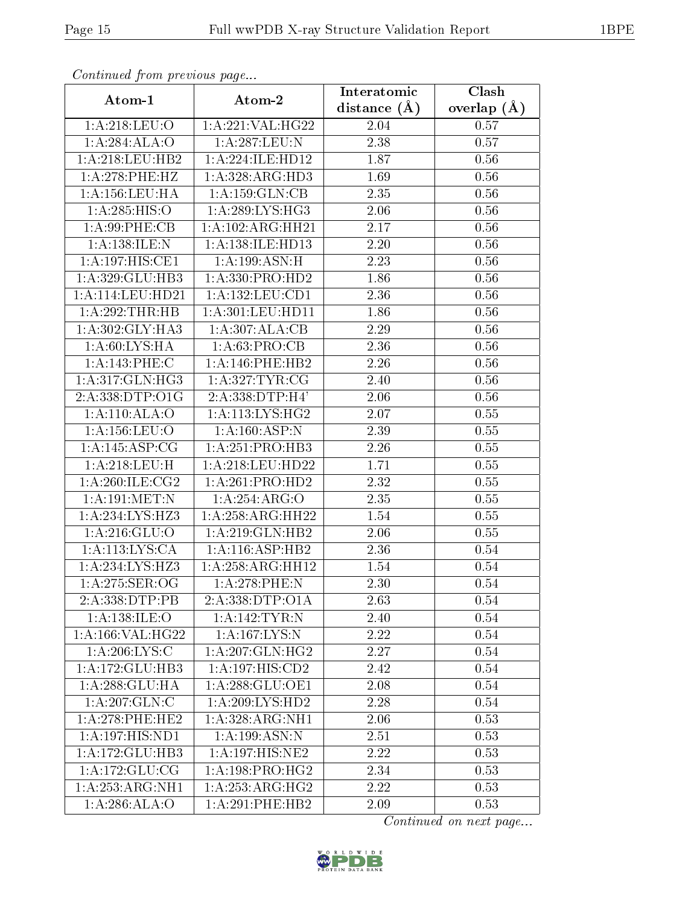*Continued from previous page...*

| Atom-1 | Atom-2 | Interatomic distance (Å) | Clash overlap (Å) |
| --- | --- | --- | --- |
| 1:A:218:LEU:O | 1:A:221:VAL:HG22 | 2.04 | 0.57 |
| 1:A:284:ALA:O | 1:A:287:LEU:N | 2.38 | 0.57 |
| 1:A:218:LEU:HB2 | 1:A:224:ILE:HD12 | 1.87 | 0.56 |
| 1:A:278:PHE:HZ | 1:A:328:ARG:HD3 | 1.69 | 0.56 |
| 1:A:156:LEU:HA | 1:A:159:GLN:CB | 2.35 | 0.56 |
| 1:A:285:HIS:O | 1:A:289:LYS:HG3 | 2.06 | 0.56 |
| 1:A:99:PHE:CB | 1:A:102:ARG:HH21 | 2.17 | 0.56 |
| 1:A:138:ILE:N | 1:A:138:ILE:HD13 | 2.20 | 0.56 |
| 1:A:197:HIS:CE1 | 1:A:199:ASN:H | 2.23 | 0.56 |
| 1:A:329:GLU:HB3 | 1:A:330:PRO:HD2 | 1.86 | 0.56 |
| 1:A:114:LEU:HD21 | 1:A:132:LEU:CD1 | 2.36 | 0.56 |
| 1:A:292:THR:HB | 1:A:301:LEU:HD11 | 1.86 | 0.56 |
| 1:A:302:GLY:HA3 | 1:A:307:ALA:CB | 2.29 | 0.56 |
| 1:A:60:LYS:HA | 1:A:63:PRO:CB | 2.36 | 0.56 |
| 1:A:143:PHE:C | 1:A:146:PHE:HB2 | 2.26 | 0.56 |
| 1:A:317:GLN:HG3 | 1:A:327:TYR:CG | 2.40 | 0.56 |
| 2:A:338:DTP:O1G | 2:A:338:DTP:H4' | 2.06 | 0.56 |
| 1:A:110:ALA:O | 1:A:113:LYS:HG2 | 2.07 | 0.55 |
| 1:A:156:LEU:O | 1:A:160:ASP:N | 2.39 | 0.55 |
| 1:A:145:ASP:CG | 1:A:251:PRO:HB3 | 2.26 | 0.55 |
| 1:A:218:LEU:H | 1:A:218:LEU:HD22 | 1.71 | 0.55 |
| 1:A:260:ILE:CG2 | 1:A:261:PRO:HD2 | 2.32 | 0.55 |
| 1:A:191:MET:N | 1:A:254:ARG:O | 2.35 | 0.55 |
| 1:A:234:LYS:HZ3 | 1:A:258:ARG:HH22 | 1.54 | 0.55 |
| 1:A:216:GLU:O | 1:A:219:GLN:HB2 | 2.06 | 0.55 |
| 1:A:113:LYS:CA | 1:A:116:ASP:HB2 | 2.36 | 0.54 |
| 1:A:234:LYS:HZ3 | 1:A:258:ARG:HH12 | 1.54 | 0.54 |
| 1:A:275:SER:OG | 1:A:278:PHE:N | 2.30 | 0.54 |
| 2:A:338:DTP:PB | 2:A:338:DTP:O1A | 2.63 | 0.54 |
| 1:A:138:ILE:O | 1:A:142:TYR:N | 2.40 | 0.54 |
| 1:A:166:VAL:HG22 | 1:A:167:LYS:N | 2.22 | 0.54 |
| 1:A:206:LYS:C | 1:A:207:GLN:HG2 | 2.27 | 0.54 |
| 1:A:172:GLU:HB3 | 1:A:197:HIS:CD2 | 2.42 | 0.54 |
| 1:A:288:GLU:HA | 1:A:288:GLU:OE1 | 2.08 | 0.54 |
| 1:A:207:GLN:C | 1:A:209:LYS:HD2 | 2.28 | 0.54 |
| 1:A:278:PHE:HE2 | 1:A:328:ARG:NH1 | 2.06 | 0.53 |
| 1:A:197:HIS:ND1 | 1:A:199:ASN:N | 2.51 | 0.53 |
| 1:A:172:GLU:HB3 | 1:A:197:HIS:NE2 | 2.22 | 0.53 |
| 1:A:172:GLU:CG | 1:A:198:PRO:HG2 | 2.34 | 0.53 |
| 1:A:253:ARG:NH1 | 1:A:253:ARG:HG2 | 2.22 | 0.53 |
| 1:A:286:ALA:O | 1:A:291:PHE:HB2 | 2.09 | 0.53 |

*Continued on next page...*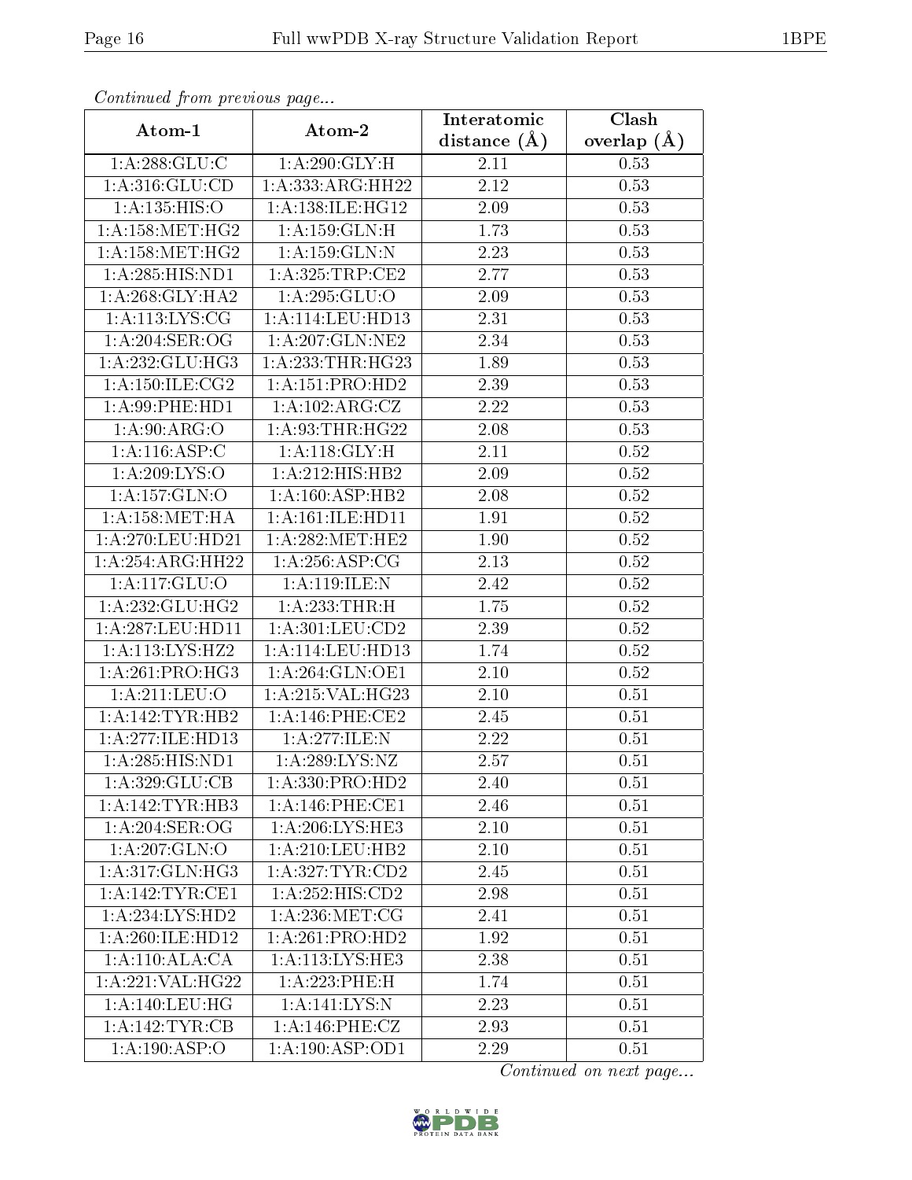*Continued from previous page...*

| Atom-1 | Atom-2 | Interatomic distance (Å) | Clash overlap (Å) |
|---|---|---|---|
| 1:A:288:GLU:C | 1:A:290:GLY:H | 2.11 | 0.53 |
| 1:A:316:GLU:CD | 1:A:333:ARG:HH22 | 2.12 | 0.53 |
| 1:A:135:HIS:O | 1:A:138:ILE:HG12 | 2.09 | 0.53 |
| 1:A:158:MET:HG2 | 1:A:159:GLN:H | 1.73 | 0.53 |
| 1:A:158:MET:HG2 | 1:A:159:GLN:N | 2.23 | 0.53 |
| 1:A:285:HIS:ND1 | 1:A:325:TRP:CE2 | 2.77 | 0.53 |
| 1:A:268:GLY:HA2 | 1:A:295:GLU:O | 2.09 | 0.53 |
| 1:A:113:LYS:CG | 1:A:114:LEU:HD13 | 2.31 | 0.53 |
| 1:A:204:SER:OG | 1:A:207:GLN:NE2 | 2.34 | 0.53 |
| 1:A:232:GLU:HG3 | 1:A:233:THR:HG23 | 1.89 | 0.53 |
| 1:A:150:ILE:CG2 | 1:A:151:PRO:HD2 | 2.39 | 0.53 |
| 1:A:99:PHE:HD1 | 1:A:102:ARG:CZ | 2.22 | 0.53 |
| 1:A:90:ARG:O | 1:A:93:THR:HG22 | 2.08 | 0.53 |
| 1:A:116:ASP:C | 1:A:118:GLY:H | 2.11 | 0.52 |
| 1:A:209:LYS:O | 1:A:212:HIS:HB2 | 2.09 | 0.52 |
| 1:A:157:GLN:O | 1:A:160:ASP:HB2 | 2.08 | 0.52 |
| 1:A:158:MET:HA | 1:A:161:ILE:HD11 | 1.91 | 0.52 |
| 1:A:270:LEU:HD21 | 1:A:282:MET:HE2 | 1.90 | 0.52 |
| 1:A:254:ARG:HH22 | 1:A:256:ASP:CG | 2.13 | 0.52 |
| 1:A:117:GLU:O | 1:A:119:ILE:N | 2.42 | 0.52 |
| 1:A:232:GLU:HG2 | 1:A:233:THR:H | 1.75 | 0.52 |
| 1:A:287:LEU:HD11 | 1:A:301:LEU:CD2 | 2.39 | 0.52 |
| 1:A:113:LYS:HZ2 | 1:A:114:LEU:HD13 | 1.74 | 0.52 |
| 1:A:261:PRO:HG3 | 1:A:264:GLN:OE1 | 2.10 | 0.52 |
| 1:A:211:LEU:O | 1:A:215:VAL:HG23 | 2.10 | 0.51 |
| 1:A:142:TYR:HB2 | 1:A:146:PHE:CE2 | 2.45 | 0.51 |
| 1:A:277:ILE:HD13 | 1:A:277:ILE:N | 2.22 | 0.51 |
| 1:A:285:HIS:ND1 | 1:A:289:LYS:NZ | 2.57 | 0.51 |
| 1:A:329:GLU:CB | 1:A:330:PRO:HD2 | 2.40 | 0.51 |
| 1:A:142:TYR:HB3 | 1:A:146:PHE:CE1 | 2.46 | 0.51 |
| 1:A:204:SER:OG | 1:A:206:LYS:HE3 | 2.10 | 0.51 |
| 1:A:207:GLN:O | 1:A:210:LEU:HB2 | 2.10 | 0.51 |
| 1:A:317:GLN:HG3 | 1:A:327:TYR:CD2 | 2.45 | 0.51 |
| 1:A:142:TYR:CE1 | 1:A:252:HIS:CD2 | 2.98 | 0.51 |
| 1:A:234:LYS:HD2 | 1:A:236:MET:CG | 2.41 | 0.51 |
| 1:A:260:ILE:HD12 | 1:A:261:PRO:HD2 | 1.92 | 0.51 |
| 1:A:110:ALA:CA | 1:A:113:LYS:HE3 | 2.38 | 0.51 |
| 1:A:221:VAL:HG22 | 1:A:223:PHE:H | 1.74 | 0.51 |
| 1:A:140:LEU:HG | 1:A:141:LYS:N | 2.23 | 0.51 |
| 1:A:142:TYR:CB | 1:A:146:PHE:CZ | 2.93 | 0.51 |
| 1:A:190:ASP:O | 1:A:190:ASP:OD1 | 2.29 | 0.51 |

*Continued on next page...*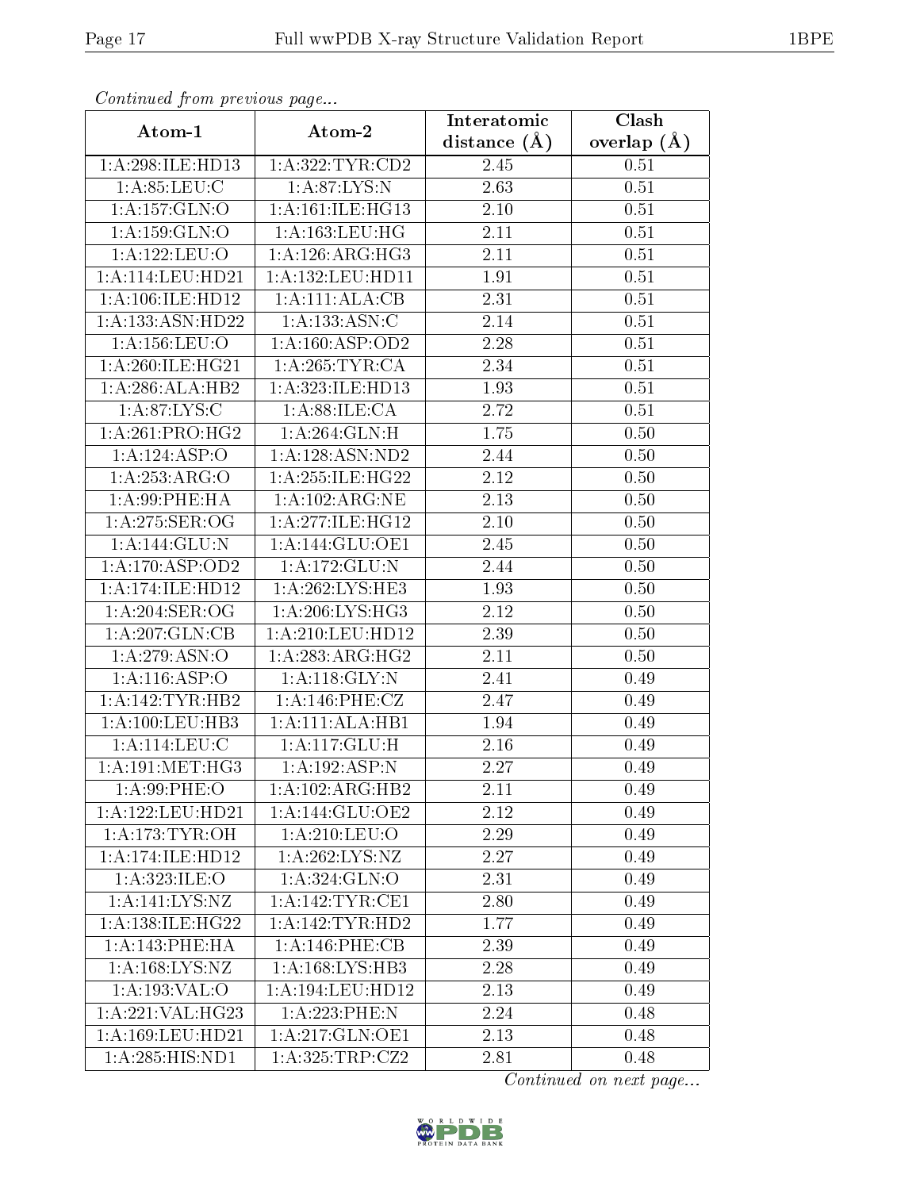*Continued from previous page...*

| Atom-1 | Atom-2 | Interatomic distance (Å) | Clash overlap (Å) |
|---|---|---|---|
| 1:A:298:ILE:HD13 | 1:A:322:TYR:CD2 | 2.45 | 0.51 |
| 1:A:85:LEU:C | 1:A:87:LYS:N | 2.63 | 0.51 |
| 1:A:157:GLN:O | 1:A:161:ILE:HG13 | 2.10 | 0.51 |
| 1:A:159:GLN:O | 1:A:163:LEU:HG | 2.11 | 0.51 |
| 1:A:122:LEU:O | 1:A:126:ARG:HG3 | 2.11 | 0.51 |
| 1:A:114:LEU:HD21 | 1:A:132:LEU:HD11 | 1.91 | 0.51 |
| 1:A:106:ILE:HD12 | 1:A:111:ALA:CB | 2.31 | 0.51 |
| 1:A:133:ASN:HD22 | 1:A:133:ASN:C | 2.14 | 0.51 |
| 1:A:156:LEU:O | 1:A:160:ASP:OD2 | 2.28 | 0.51 |
| 1:A:260:ILE:HG21 | 1:A:265:TYR:CA | 2.34 | 0.51 |
| 1:A:286:ALA:HB2 | 1:A:323:ILE:HD13 | 1.93 | 0.51 |
| 1:A:87:LYS:C | 1:A:88:ILE:CA | 2.72 | 0.51 |
| 1:A:261:PRO:HG2 | 1:A:264:GLN:H | 1.75 | 0.50 |
| 1:A:124:ASP:O | 1:A:128:ASN:ND2 | 2.44 | 0.50 |
| 1:A:253:ARG:O | 1:A:255:ILE:HG22 | 2.12 | 0.50 |
| 1:A:99:PHE:HA | 1:A:102:ARG:NE | 2.13 | 0.50 |
| 1:A:275:SER:OG | 1:A:277:ILE:HG12 | 2.10 | 0.50 |
| 1:A:144:GLU:N | 1:A:144:GLU:OE1 | 2.45 | 0.50 |
| 1:A:170:ASP:OD2 | 1:A:172:GLU:N | 2.44 | 0.50 |
| 1:A:174:ILE:HD12 | 1:A:262:LYS:HE3 | 1.93 | 0.50 |
| 1:A:204:SER:OG | 1:A:206:LYS:HG3 | 2.12 | 0.50 |
| 1:A:207:GLN:CB | 1:A:210:LEU:HD12 | 2.39 | 0.50 |
| 1:A:279:ASN:O | 1:A:283:ARG:HG2 | 2.11 | 0.50 |
| 1:A:116:ASP:O | 1:A:118:GLY:N | 2.41 | 0.49 |
| 1:A:142:TYR:HB2 | 1:A:146:PHE:CZ | 2.47 | 0.49 |
| 1:A:100:LEU:HB3 | 1:A:111:ALA:HB1 | 1.94 | 0.49 |
| 1:A:114:LEU:C | 1:A:117:GLU:H | 2.16 | 0.49 |
| 1:A:191:MET:HG3 | 1:A:192:ASP:N | 2.27 | 0.49 |
| 1:A:99:PHE:O | 1:A:102:ARG:HB2 | 2.11 | 0.49 |
| 1:A:122:LEU:HD21 | 1:A:144:GLU:OE2 | 2.12 | 0.49 |
| 1:A:173:TYR:OH | 1:A:210:LEU:O | 2.29 | 0.49 |
| 1:A:174:ILE:HD12 | 1:A:262:LYS:NZ | 2.27 | 0.49 |
| 1:A:323:ILE:O | 1:A:324:GLN:O | 2.31 | 0.49 |
| 1:A:141:LYS:NZ | 1:A:142:TYR:CE1 | 2.80 | 0.49 |
| 1:A:138:ILE:HG22 | 1:A:142:TYR:HD2 | 1.77 | 0.49 |
| 1:A:143:PHE:HA | 1:A:146:PHE:CB | 2.39 | 0.49 |
| 1:A:168:LYS:NZ | 1:A:168:LYS:HB3 | 2.28 | 0.49 |
| 1:A:193:VAL:O | 1:A:194:LEU:HD12 | 2.13 | 0.49 |
| 1:A:221:VAL:HG23 | 1:A:223:PHE:N | 2.24 | 0.48 |
| 1:A:169:LEU:HD21 | 1:A:217:GLN:OE1 | 2.13 | 0.48 |
| 1:A:285:HIS:ND1 | 1:A:325:TRP:CZ2 | 2.81 | 0.48 |

*Continued on next page...*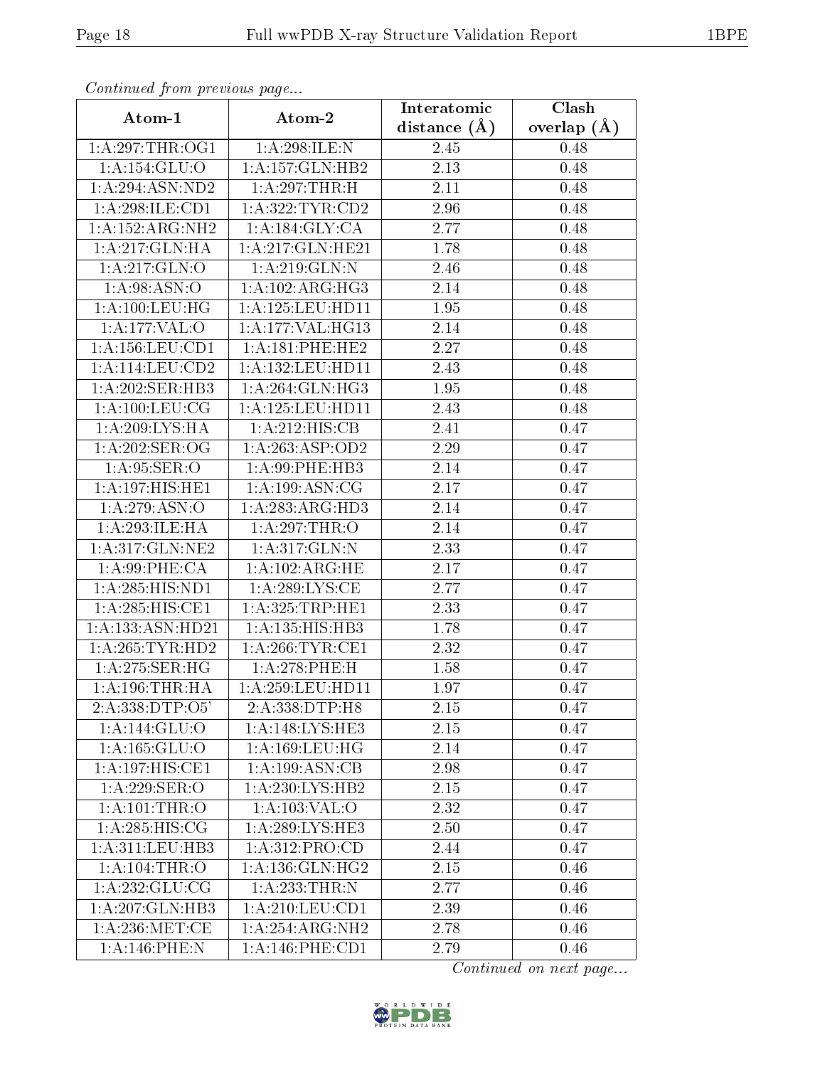*Continued from previous page...*

| Atom-1 | Atom-2 | Interatomic distance (Å) | Clash overlap (Å) |
|---|---|---|---|
| 1:A:297:THR:OG1 | 1:A:298:ILE:N | 2.45 | 0.48 |
| 1:A:154:GLU:O | 1:A:157:GLN:HB2 | 2.13 | 0.48 |
| 1:A:294:ASN:ND2 | 1:A:297:THR:H | 2.11 | 0.48 |
| 1:A:298:ILE:CD1 | 1:A:322:TYR:CD2 | 2.96 | 0.48 |
| 1:A:152:ARG:NH2 | 1:A:184:GLY:CA | 2.77 | 0.48 |
| 1:A:217:GLN:HA | 1:A:217:GLN:HE21 | 1.78 | 0.48 |
| 1:A:217:GLN:O | 1:A:219:GLN:N | 2.46 | 0.48 |
| 1:A:98:ASN:O | 1:A:102:ARG:HG3 | 2.14 | 0.48 |
| 1:A:100:LEU:HG | 1:A:125:LEU:HD11 | 1.95 | 0.48 |
| 1:A:177:VAL:O | 1:A:177:VAL:HG13 | 2.14 | 0.48 |
| 1:A:156:LEU:CD1 | 1:A:181:PHE:HE2 | 2.27 | 0.48 |
| 1:A:114:LEU:CD2 | 1:A:132:LEU:HD11 | 2.43 | 0.48 |
| 1:A:202:SER:HB3 | 1:A:264:GLN:HG3 | 1.95 | 0.48 |
| 1:A:100:LEU:CG | 1:A:125:LEU:HD11 | 2.43 | 0.48 |
| 1:A:209:LYS:HA | 1:A:212:HIS:CB | 2.41 | 0.47 |
| 1:A:202:SER:OG | 1:A:263:ASP:OD2 | 2.29 | 0.47 |
| 1:A:95:SER:O | 1:A:99:PHE:HB3 | 2.14 | 0.47 |
| 1:A:197:HIS:HE1 | 1:A:199:ASN:CG | 2.17 | 0.47 |
| 1:A:279:ASN:O | 1:A:283:ARG:HD3 | 2.14 | 0.47 |
| 1:A:293:ILE:HA | 1:A:297:THR:O | 2.14 | 0.47 |
| 1:A:317:GLN:NE2 | 1:A:317:GLN:N | 2.33 | 0.47 |
| 1:A:99:PHE:CA | 1:A:102:ARG:HE | 2.17 | 0.47 |
| 1:A:285:HIS:ND1 | 1:A:289:LYS:CE | 2.77 | 0.47 |
| 1:A:285:HIS:CE1 | 1:A:325:TRP:HE1 | 2.33 | 0.47 |
| 1:A:133:ASN:HD21 | 1:A:135:HIS:HB3 | 1.78 | 0.47 |
| 1:A:265:TYR:HD2 | 1:A:266:TYR:CE1 | 2.32 | 0.47 |
| 1:A:275:SER:HG | 1:A:278:PHE:H | 1.58 | 0.47 |
| 1:A:196:THR:HA | 1:A:259:LEU:HD11 | 1.97 | 0.47 |
| 2:A:338:DTP:O5' | 2:A:338:DTP:H8 | 2.15 | 0.47 |
| 1:A:144:GLU:O | 1:A:148:LYS:HE3 | 2.15 | 0.47 |
| 1:A:165:GLU:O | 1:A:169:LEU:HG | 2.14 | 0.47 |
| 1:A:197:HIS:CE1 | 1:A:199:ASN:CB | 2.98 | 0.47 |
| 1:A:229:SER:O | 1:A:230:LYS:HB2 | 2.15 | 0.47 |
| 1:A:101:THR:O | 1:A:103:VAL:O | 2.32 | 0.47 |
| 1:A:285:HIS:CG | 1:A:289:LYS:HE3 | 2.50 | 0.47 |
| 1:A:311:LEU:HB3 | 1:A:312:PRO:CD | 2.44 | 0.47 |
| 1:A:104:THR:O | 1:A:136:GLN:HG2 | 2.15 | 0.46 |
| 1:A:232:GLU:CG | 1:A:233:THR:N | 2.77 | 0.46 |
| 1:A:207:GLN:HB3 | 1:A:210:LEU:CD1 | 2.39 | 0.46 |
| 1:A:236:MET:CE | 1:A:254:ARG:NH2 | 2.78 | 0.46 |
| 1:A:146:PHE:N | 1:A:146:PHE:CD1 | 2.79 | 0.46 |

*Continued on next page...*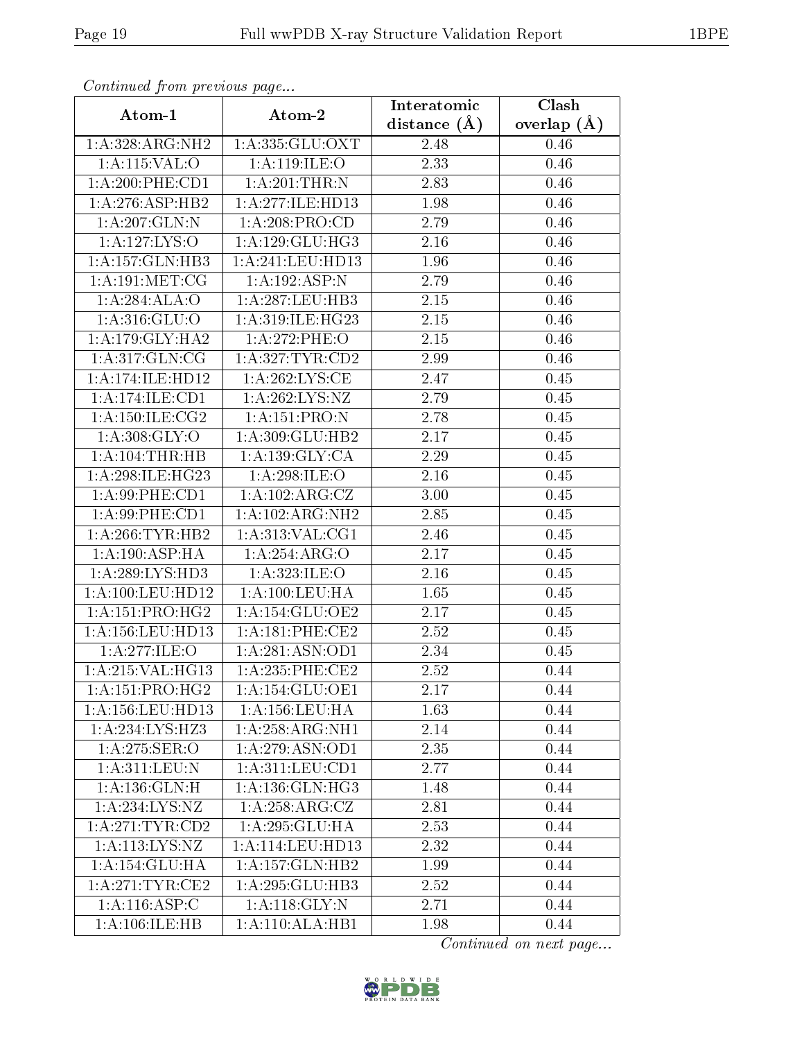*Continued from previous page...*

| Atom-1 | Atom-2 | Interatomic distance (Å) | Clash overlap (Å) |
|---|---|---|---|
| 1:A:328:ARG:NH2 | 1:A:335:GLU:OXT | 2.48 | 0.46 |
| 1:A:115:VAL:O | 1:A:119:ILE:O | 2.33 | 0.46 |
| 1:A:200:PHE:CD1 | 1:A:201:THR:N | 2.83 | 0.46 |
| 1:A:276:ASP:HB2 | 1:A:277:ILE:HD13 | 1.98 | 0.46 |
| 1:A:207:GLN:N | 1:A:208:PRO:CD | 2.79 | 0.46 |
| 1:A:127:LYS:O | 1:A:129:GLU:HG3 | 2.16 | 0.46 |
| 1:A:157:GLN:HB3 | 1:A:241:LEU:HD13 | 1.96 | 0.46 |
| 1:A:191:MET:CG | 1:A:192:ASP:N | 2.79 | 0.46 |
| 1:A:284:ALA:O | 1:A:287:LEU:HB3 | 2.15 | 0.46 |
| 1:A:316:GLU:O | 1:A:319:ILE:HG23 | 2.15 | 0.46 |
| 1:A:179:GLY:HA2 | 1:A:272:PHE:O | 2.15 | 0.46 |
| 1:A:317:GLN:CG | 1:A:327:TYR:CD2 | 2.99 | 0.46 |
| 1:A:174:ILE:HD12 | 1:A:262:LYS:CE | 2.47 | 0.45 |
| 1:A:174:ILE:CD1 | 1:A:262:LYS:NZ | 2.79 | 0.45 |
| 1:A:150:ILE:CG2 | 1:A:151:PRO:N | 2.78 | 0.45 |
| 1:A:308:GLY:O | 1:A:309:GLU:HB2 | 2.17 | 0.45 |
| 1:A:104:THR:HB | 1:A:139:GLY:CA | 2.29 | 0.45 |
| 1:A:298:ILE:HG23 | 1:A:298:ILE:O | 2.16 | 0.45 |
| 1:A:99:PHE:CD1 | 1:A:102:ARG:CZ | 3.00 | 0.45 |
| 1:A:99:PHE:CD1 | 1:A:102:ARG:NH2 | 2.85 | 0.45 |
| 1:A:266:TYR:HB2 | 1:A:313:VAL:CG1 | 2.46 | 0.45 |
| 1:A:190:ASP:HA | 1:A:254:ARG:O | 2.17 | 0.45 |
| 1:A:289:LYS:HD3 | 1:A:323:ILE:O | 2.16 | 0.45 |
| 1:A:100:LEU:HD12 | 1:A:100:LEU:HA | 1.65 | 0.45 |
| 1:A:151:PRO:HG2 | 1:A:154:GLU:OE2 | 2.17 | 0.45 |
| 1:A:156:LEU:HD13 | 1:A:181:PHE:CE2 | 2.52 | 0.45 |
| 1:A:277:ILE:O | 1:A:281:ASN:OD1 | 2.34 | 0.45 |
| 1:A:215:VAL:HG13 | 1:A:235:PHE:CE2 | 2.52 | 0.44 |
| 1:A:151:PRO:HG2 | 1:A:154:GLU:OE1 | 2.17 | 0.44 |
| 1:A:156:LEU:HD13 | 1:A:156:LEU:HA | 1.63 | 0.44 |
| 1:A:234:LYS:HZ3 | 1:A:258:ARG:NH1 | 2.14 | 0.44 |
| 1:A:275:SER:O | 1:A:279:ASN:OD1 | 2.35 | 0.44 |
| 1:A:311:LEU:N | 1:A:311:LEU:CD1 | 2.77 | 0.44 |
| 1:A:136:GLN:H | 1:A:136:GLN:HG3 | 1.48 | 0.44 |
| 1:A:234:LYS:NZ | 1:A:258:ARG:CZ | 2.81 | 0.44 |
| 1:A:271:TYR:CD2 | 1:A:295:GLU:HA | 2.53 | 0.44 |
| 1:A:113:LYS:NZ | 1:A:114:LEU:HD13 | 2.32 | 0.44 |
| 1:A:154:GLU:HA | 1:A:157:GLN:HB2 | 1.99 | 0.44 |
| 1:A:271:TYR:CE2 | 1:A:295:GLU:HB3 | 2.52 | 0.44 |
| 1:A:116:ASP:C | 1:A:118:GLY:N | 2.71 | 0.44 |
| 1:A:106:ILE:HB | 1:A:110:ALA:HB1 | 1.98 | 0.44 |

*Continued on next page...*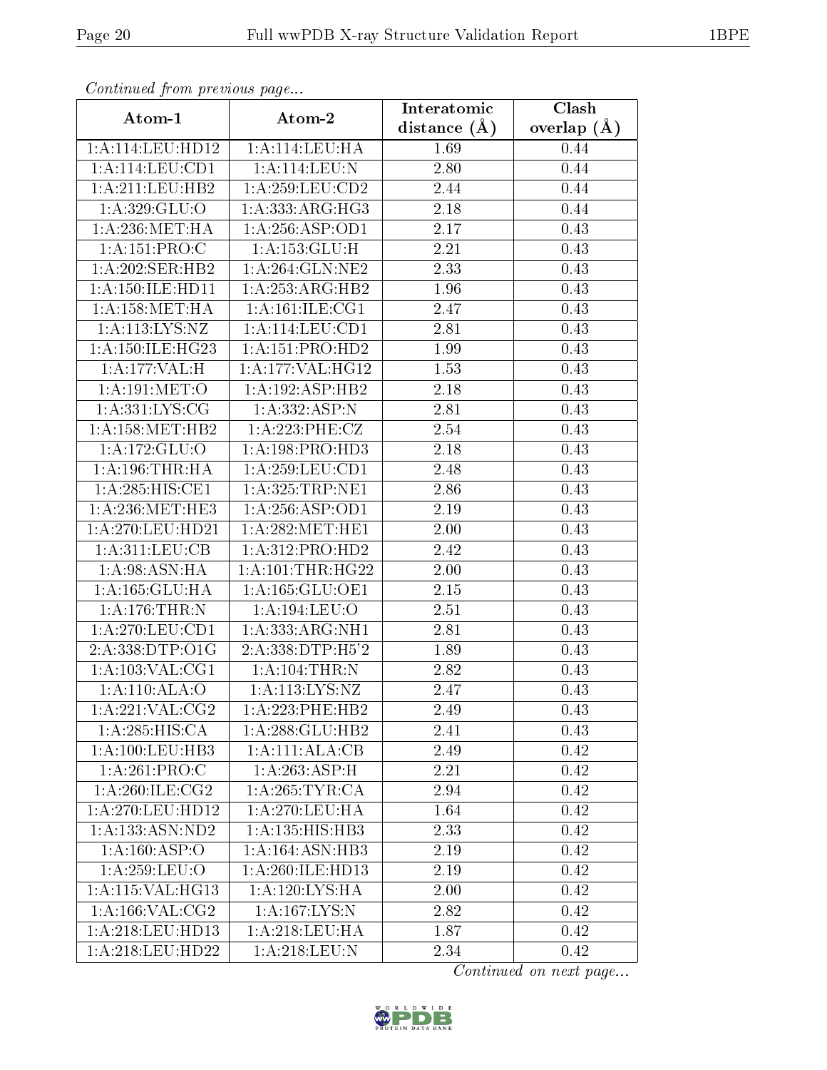*Continued from previous page...*

| Atom-1 | Atom-2 | Interatomic distance (Å) | Clash overlap (Å) |
|---|---|---|---|
| 1:A:114:LEU:HD12 | 1:A:114:LEU:HA | 1.69 | 0.44 |
| 1:A:114:LEU:CD1 | 1:A:114:LEU:N | 2.80 | 0.44 |
| 1:A:211:LEU:HB2 | 1:A:259:LEU:CD2 | 2.44 | 0.44 |
| 1:A:329:GLU:O | 1:A:333:ARG:HG3 | 2.18 | 0.44 |
| 1:A:236:MET:HA | 1:A:256:ASP:OD1 | 2.17 | 0.43 |
| 1:A:151:PRO:C | 1:A:153:GLU:H | 2.21 | 0.43 |
| 1:A:202:SER:HB2 | 1:A:264:GLN:NE2 | 2.33 | 0.43 |
| 1:A:150:ILE:HD11 | 1:A:253:ARG:HB2 | 1.96 | 0.43 |
| 1:A:158:MET:HA | 1:A:161:ILE:CG1 | 2.47 | 0.43 |
| 1:A:113:LYS:NZ | 1:A:114:LEU:CD1 | 2.81 | 0.43 |
| 1:A:150:ILE:HG23 | 1:A:151:PRO:HD2 | 1.99 | 0.43 |
| 1:A:177:VAL:H | 1:A:177:VAL:HG12 | 1.53 | 0.43 |
| 1:A:191:MET:O | 1:A:192:ASP:HB2 | 2.18 | 0.43 |
| 1:A:331:LYS:CG | 1:A:332:ASP:N | 2.81 | 0.43 |
| 1:A:158:MET:HB2 | 1:A:223:PHE:CZ | 2.54 | 0.43 |
| 1:A:172:GLU:O | 1:A:198:PRO:HD3 | 2.18 | 0.43 |
| 1:A:196:THR:HA | 1:A:259:LEU:CD1 | 2.48 | 0.43 |
| 1:A:285:HIS:CE1 | 1:A:325:TRP:NE1 | 2.86 | 0.43 |
| 1:A:236:MET:HE3 | 1:A:256:ASP:OD1 | 2.19 | 0.43 |
| 1:A:270:LEU:HD21 | 1:A:282:MET:HE1 | 2.00 | 0.43 |
| 1:A:311:LEU:CB | 1:A:312:PRO:HD2 | 2.42 | 0.43 |
| 1:A:98:ASN:HA | 1:A:101:THR:HG22 | 2.00 | 0.43 |
| 1:A:165:GLU:HA | 1:A:165:GLU:OE1 | 2.15 | 0.43 |
| 1:A:176:THR:N | 1:A:194:LEU:O | 2.51 | 0.43 |
| 1:A:270:LEU:CD1 | 1:A:333:ARG:NH1 | 2.81 | 0.43 |
| 2:A:338:DTP:O1G | 2:A:338:DTP:H5'2 | 1.89 | 0.43 |
| 1:A:103:VAL:CG1 | 1:A:104:THR:N | 2.82 | 0.43 |
| 1:A:110:ALA:O | 1:A:113:LYS:NZ | 2.47 | 0.43 |
| 1:A:221:VAL:CG2 | 1:A:223:PHE:HB2 | 2.49 | 0.43 |
| 1:A:285:HIS:CA | 1:A:288:GLU:HB2 | 2.41 | 0.43 |
| 1:A:100:LEU:HB3 | 1:A:111:ALA:CB | 2.49 | 0.42 |
| 1:A:261:PRO:C | 1:A:263:ASP:H | 2.21 | 0.42 |
| 1:A:260:ILE:CG2 | 1:A:265:TYR:CA | 2.94 | 0.42 |
| 1:A:270:LEU:HD12 | 1:A:270:LEU:HA | 1.64 | 0.42 |
| 1:A:133:ASN:ND2 | 1:A:135:HIS:HB3 | 2.33 | 0.42 |
| 1:A:160:ASP:O | 1:A:164:ASN:HB3 | 2.19 | 0.42 |
| 1:A:259:LEU:O | 1:A:260:ILE:HD13 | 2.19 | 0.42 |
| 1:A:115:VAL:HG13 | 1:A:120:LYS:HA | 2.00 | 0.42 |
| 1:A:166:VAL:CG2 | 1:A:167:LYS:N | 2.82 | 0.42 |
| 1:A:218:LEU:HD13 | 1:A:218:LEU:HA | 1.87 | 0.42 |
| 1:A:218:LEU:HD22 | 1:A:218:LEU:N | 2.34 | 0.42 |

*Continued on next page...*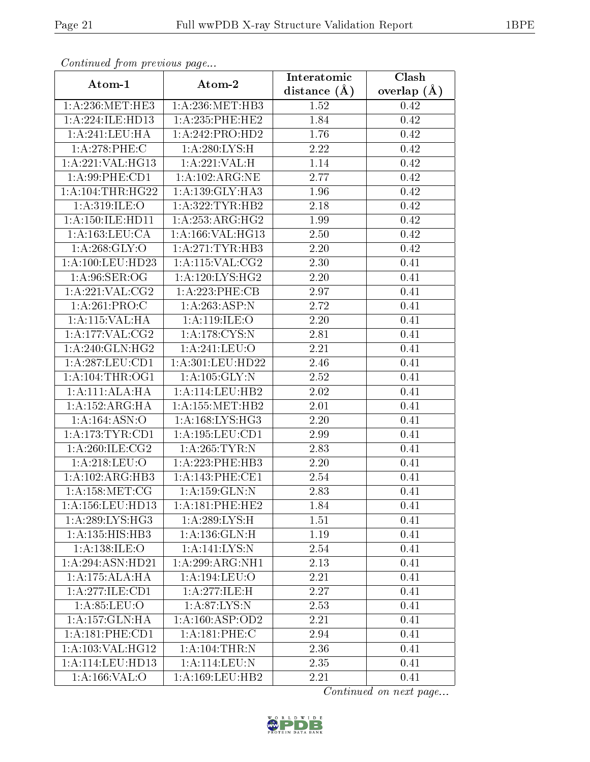*Continued from previous page...*

| Atom-1 | Atom-2 | Interatomic distance (Å) | Clash overlap (Å) |
|---|---|---|---|
| 1:A:236:MET:HE3 | 1:A:236:MET:HB3 | 1.52 | 0.42 |
| 1:A:224:ILE:HD13 | 1:A:235:PHE:HE2 | 1.84 | 0.42 |
| 1:A:241:LEU:HA | 1:A:242:PRO:HD2 | 1.76 | 0.42 |
| 1:A:278:PHE:C | 1:A:280:LYS:H | 2.22 | 0.42 |
| 1:A:221:VAL:HG13 | 1:A:221:VAL:H | 1.14 | 0.42 |
| 1:A:99:PHE:CD1 | 1:A:102:ARG:NE | 2.77 | 0.42 |
| 1:A:104:THR:HG22 | 1:A:139:GLY:HA3 | 1.96 | 0.42 |
| 1:A:319:ILE:O | 1:A:322:TYR:HB2 | 2.18 | 0.42 |
| 1:A:150:ILE:HD11 | 1:A:253:ARG:HG2 | 1.99 | 0.42 |
| 1:A:163:LEU:CA | 1:A:166:VAL:HG13 | 2.50 | 0.42 |
| 1:A:268:GLY:O | 1:A:271:TYR:HB3 | 2.20 | 0.42 |
| 1:A:100:LEU:HD23 | 1:A:115:VAL:CG2 | 2.30 | 0.41 |
| 1:A:96:SER:OG | 1:A:120:LYS:HG2 | 2.20 | 0.41 |
| 1:A:221:VAL:CG2 | 1:A:223:PHE:CB | 2.97 | 0.41 |
| 1:A:261:PRO:C | 1:A:263:ASP:N | 2.72 | 0.41 |
| 1:A:115:VAL:HA | 1:A:119:ILE:O | 2.20 | 0.41 |
| 1:A:177:VAL:CG2 | 1:A:178:CYS:N | 2.81 | 0.41 |
| 1:A:240:GLN:HG2 | 1:A:241:LEU:O | 2.21 | 0.41 |
| 1:A:287:LEU:CD1 | 1:A:301:LEU:HD22 | 2.46 | 0.41 |
| 1:A:104:THR:OG1 | 1:A:105:GLY:N | 2.52 | 0.41 |
| 1:A:111:ALA:HA | 1:A:114:LEU:HB2 | 2.02 | 0.41 |
| 1:A:152:ARG:HA | 1:A:155:MET:HB2 | 2.01 | 0.41 |
| 1:A:164:ASN:O | 1:A:168:LYS:HG3 | 2.20 | 0.41 |
| 1:A:173:TYR:CD1 | 1:A:195:LEU:CD1 | 2.99 | 0.41 |
| 1:A:260:ILE:CG2 | 1:A:265:TYR:N | 2.83 | 0.41 |
| 1:A:218:LEU:O | 1:A:223:PHE:HB3 | 2.20 | 0.41 |
| 1:A:102:ARG:HB3 | 1:A:143:PHE:CE1 | 2.54 | 0.41 |
| 1:A:158:MET:CG | 1:A:159:GLN:N | 2.83 | 0.41 |
| 1:A:156:LEU:HD13 | 1:A:181:PHE:HE2 | 1.84 | 0.41 |
| 1:A:289:LYS:HG3 | 1:A:289:LYS:H | 1.51 | 0.41 |
| 1:A:135:HIS:HB3 | 1:A:136:GLN:H | 1.19 | 0.41 |
| 1:A:138:ILE:O | 1:A:141:LYS:N | 2.54 | 0.41 |
| 1:A:294:ASN:HD21 | 1:A:299:ARG:NH1 | 2.13 | 0.41 |
| 1:A:175:ALA:HA | 1:A:194:LEU:O | 2.21 | 0.41 |
| 1:A:277:ILE:CD1 | 1:A:277:ILE:H | 2.27 | 0.41 |
| 1:A:85:LEU:O | 1:A:87:LYS:N | 2.53 | 0.41 |
| 1:A:157:GLN:HA | 1:A:160:ASP:OD2 | 2.21 | 0.41 |
| 1:A:181:PHE:CD1 | 1:A:181:PHE:C | 2.94 | 0.41 |
| 1:A:103:VAL:HG12 | 1:A:104:THR:N | 2.36 | 0.41 |
| 1:A:114:LEU:HD13 | 1:A:114:LEU:N | 2.35 | 0.41 |
| 1:A:166:VAL:O | 1:A:169:LEU:HB2 | 2.21 | 0.41 |

*Continued on next page...*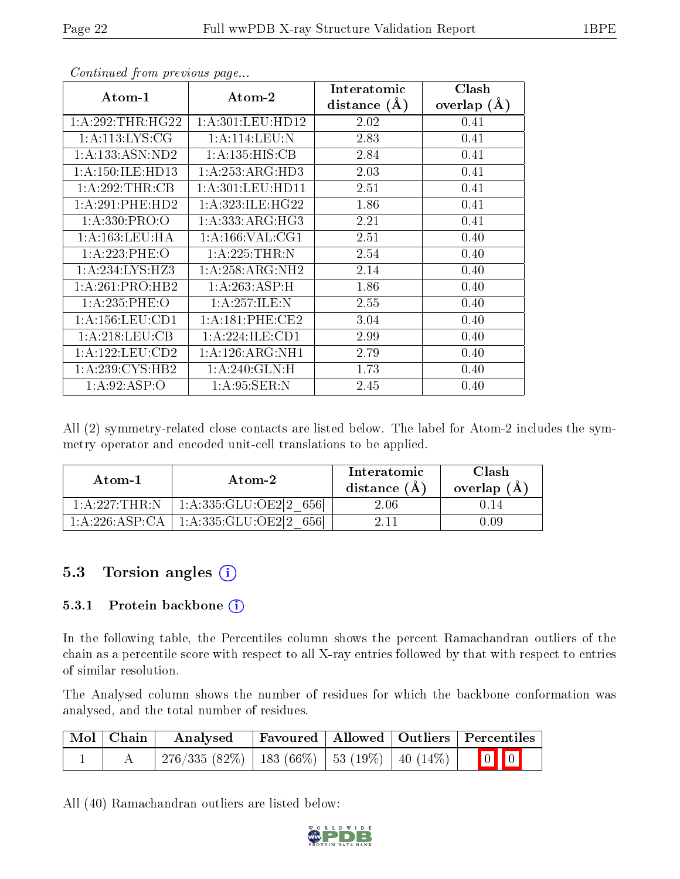*Continued from previous page...*

| Atom-1 | Atom-2 | Interatomic distance (Å) | Clash overlap (Å) |
|---|---|---|---|
| 1:A:292:THR:HG22 | 1:A:301:LEU:HD12 | 2.02 | 0.41 |
| 1:A:113:LYS:CG | 1:A:114:LEU:N | 2.83 | 0.41 |
| 1:A:133:ASN:ND2 | 1:A:135:HIS:CB | 2.84 | 0.41 |
| 1:A:150:ILE:HD13 | 1:A:253:ARG:HD3 | 2.03 | 0.41 |
| 1:A:292:THR:CB | 1:A:301:LEU:HD11 | 2.51 | 0.41 |
| 1:A:291:PHE:HD2 | 1:A:323:ILE:HG22 | 1.86 | 0.41 |
| 1:A:330:PRO:O | 1:A:333:ARG:HG3 | 2.21 | 0.41 |
| 1:A:163:LEU:HA | 1:A:166:VAL:CG1 | 2.51 | 0.40 |
| 1:A:223:PHE:O | 1:A:225:THR:N | 2.54 | 0.40 |
| 1:A:234:LYS:HZ3 | 1:A:258:ARG:NH2 | 2.14 | 0.40 |
| 1:A:261:PRO:HB2 | 1:A:263:ASP:H | 1.86 | 0.40 |
| 1:A:235:PHE:O | 1:A:257:ILE:N | 2.55 | 0.40 |
| 1:A:156:LEU:CD1 | 1:A:181:PHE:CE2 | 3.04 | 0.40 |
| 1:A:218:LEU:CB | 1:A:224:ILE:CD1 | 2.99 | 0.40 |
| 1:A:122:LEU:CD2 | 1:A:126:ARG:NH1 | 2.79 | 0.40 |
| 1:A:239:CYS:HB2 | 1:A:240:GLN:H | 1.73 | 0.40 |
| 1:A:92:ASP:O | 1:A:95:SER:N | 2.45 | 0.40 |

All (2) symmetry-related close contacts are listed below. The label for Atom-2 includes the symmetry operator and encoded unit-cell translations to be applied.

| Atom-1 | Atom-2 | Interatomic distance (Å) | Clash overlap (Å) |
|---|---|---|---|
| 1:A:227:THR:N | 1:A:335:GLU:OE2[2_656] | 2.06 | 0.14 |
| 1:A:226:ASP:CA | 1:A:335:GLU:OE2[2_656] | 2.11 | 0.09 |

## 5.3 Torsion angles

### 5.3.1 Protein backbone

In the following table, the Percentiles column shows the percent Ramachandran outliers of the chain as a percentile score with respect to all X-ray entries followed by that with respect to entries of similar resolution.

The Analysed column shows the number of residues for which the backbone conformation was analysed, and the total number of residues.

| Mol | Chain | Analysed | Favoured | Allowed | Outliers | Percentiles |
|---|---|---|---|---|---|---|
| 1 | A | 276/335 (82%) | 183 (66%) | 53 (19%) | 40 (14%) | 0 0 |

All (40) Ramachandran outliers are listed below: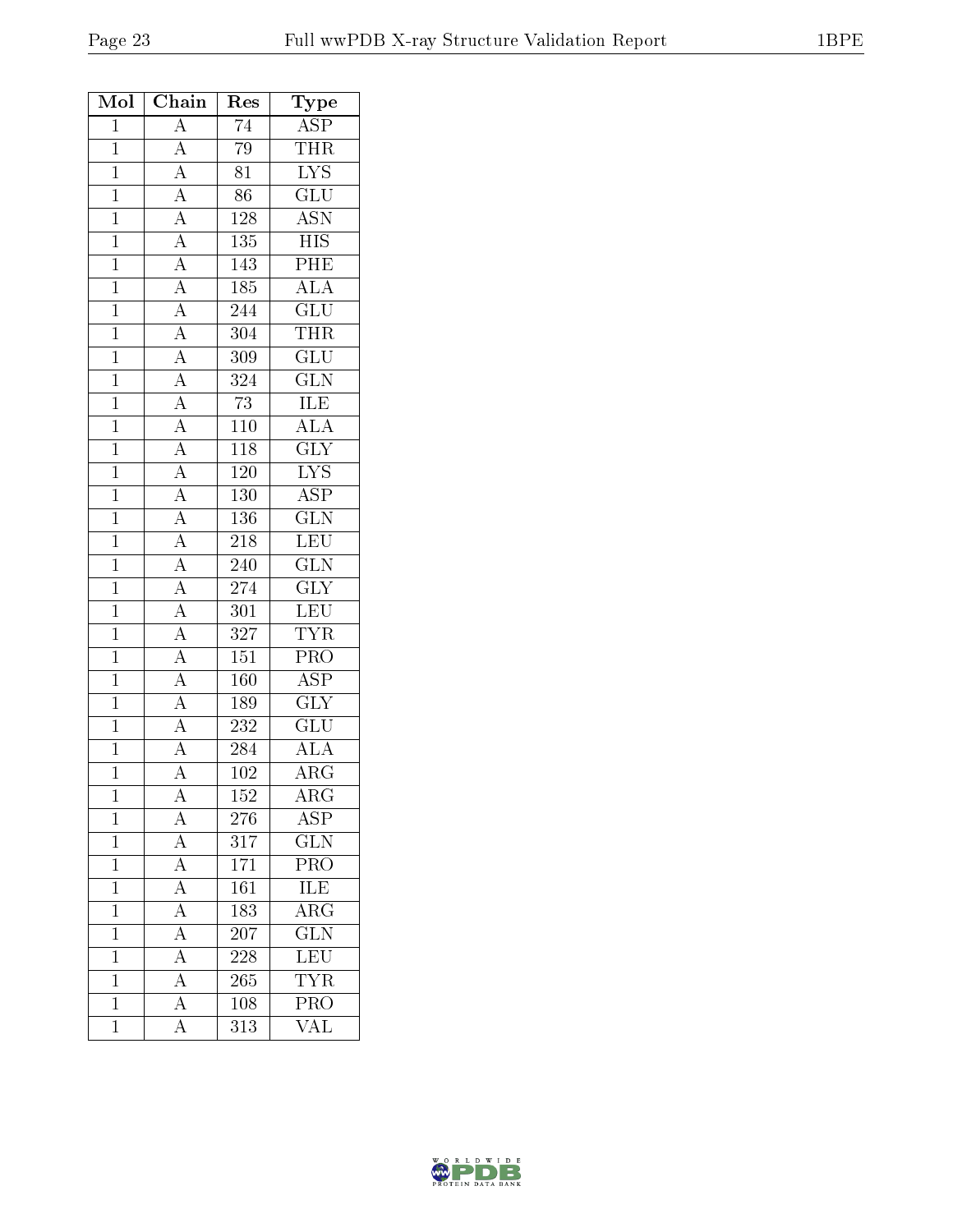| Mol | Chain | Res | Type |
|---|---|---|---|
| 1 | A | 74 | ASP |
| 1 | A | 79 | THR |
| 1 | A | 81 | LYS |
| 1 | A | 86 | GLU |
| 1 | A | 128 | ASN |
| 1 | A | 135 | HIS |
| 1 | A | 143 | PHE |
| 1 | A | 185 | ALA |
| 1 | A | 244 | GLU |
| 1 | A | 304 | THR |
| 1 | A | 309 | GLU |
| 1 | A | 324 | GLN |
| 1 | A | 73 | ILE |
| 1 | A | 110 | ALA |
| 1 | A | 118 | GLY |
| 1 | A | 120 | LYS |
| 1 | A | 130 | ASP |
| 1 | A | 136 | GLN |
| 1 | A | 218 | LEU |
| 1 | A | 240 | GLN |
| 1 | A | 274 | GLY |
| 1 | A | 301 | LEU |
| 1 | A | 327 | TYR |
| 1 | A | 151 | PRO |
| 1 | A | 160 | ASP |
| 1 | A | 189 | GLY |
| 1 | A | 232 | GLU |
| 1 | A | 284 | ALA |
| 1 | A | 102 | ARG |
| 1 | A | 152 | ARG |
| 1 | A | 276 | ASP |
| 1 | A | 317 | GLN |
| 1 | A | 171 | PRO |
| 1 | A | 161 | ILE |
| 1 | A | 183 | ARG |
| 1 | A | 207 | GLN |
| 1 | A | 228 | LEU |
| 1 | A | 265 | TYR |
| 1 | A | 108 | PRO |
| 1 | A | 313 | VAL |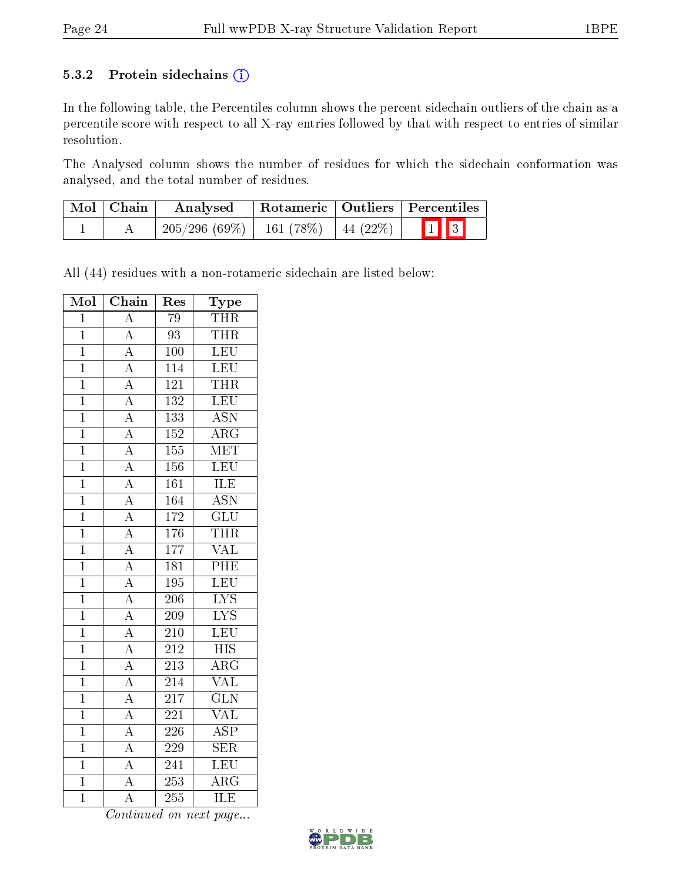### 5.3.2 Protein sidechains (i)

In the following table, the Percentiles column shows the percent sidechain outliers of the chain as a percentile score with respect to all X-ray entries followed by that with respect to entries of similar resolution.

The Analysed column shows the number of residues for which the sidechain conformation was analysed, and the total number of residues.

| Mol | Chain | Analysed | Rotameric | Outliers | Percentiles |
|---|---|---|---|---|---|
| 1 | A | 205/296 (69%) | 161 (78%) | 44 (22%) | 1 3 |

All (44) residues with a non-rotameric sidechain are listed below:

| Mol | Chain | Res | Type |
|---|---|---|---|
| 1 | A | 79 | THR |
| 1 | A | 93 | THR |
| 1 | A | 100 | LEU |
| 1 | A | 114 | LEU |
| 1 | A | 121 | THR |
| 1 | A | 132 | LEU |
| 1 | A | 133 | ASN |
| 1 | A | 152 | ARG |
| 1 | A | 155 | MET |
| 1 | A | 156 | LEU |
| 1 | A | 161 | ILE |
| 1 | A | 164 | ASN |
| 1 | A | 172 | GLU |
| 1 | A | 176 | THR |
| 1 | A | 177 | VAL |
| 1 | A | 181 | PHE |
| 1 | A | 195 | LEU |
| 1 | A | 206 | LYS |
| 1 | A | 209 | LYS |
| 1 | A | 210 | LEU |
| 1 | A | 212 | HIS |
| 1 | A | 213 | ARG |
| 1 | A | 214 | VAL |
| 1 | A | 217 | GLN |
| 1 | A | 221 | VAL |
| 1 | A | 226 | ASP |
| 1 | A | 229 | SER |
| 1 | A | 241 | LEU |
| 1 | A | 253 | ARG |
| 1 | A | 255 | ILE |

*Continued on next page...*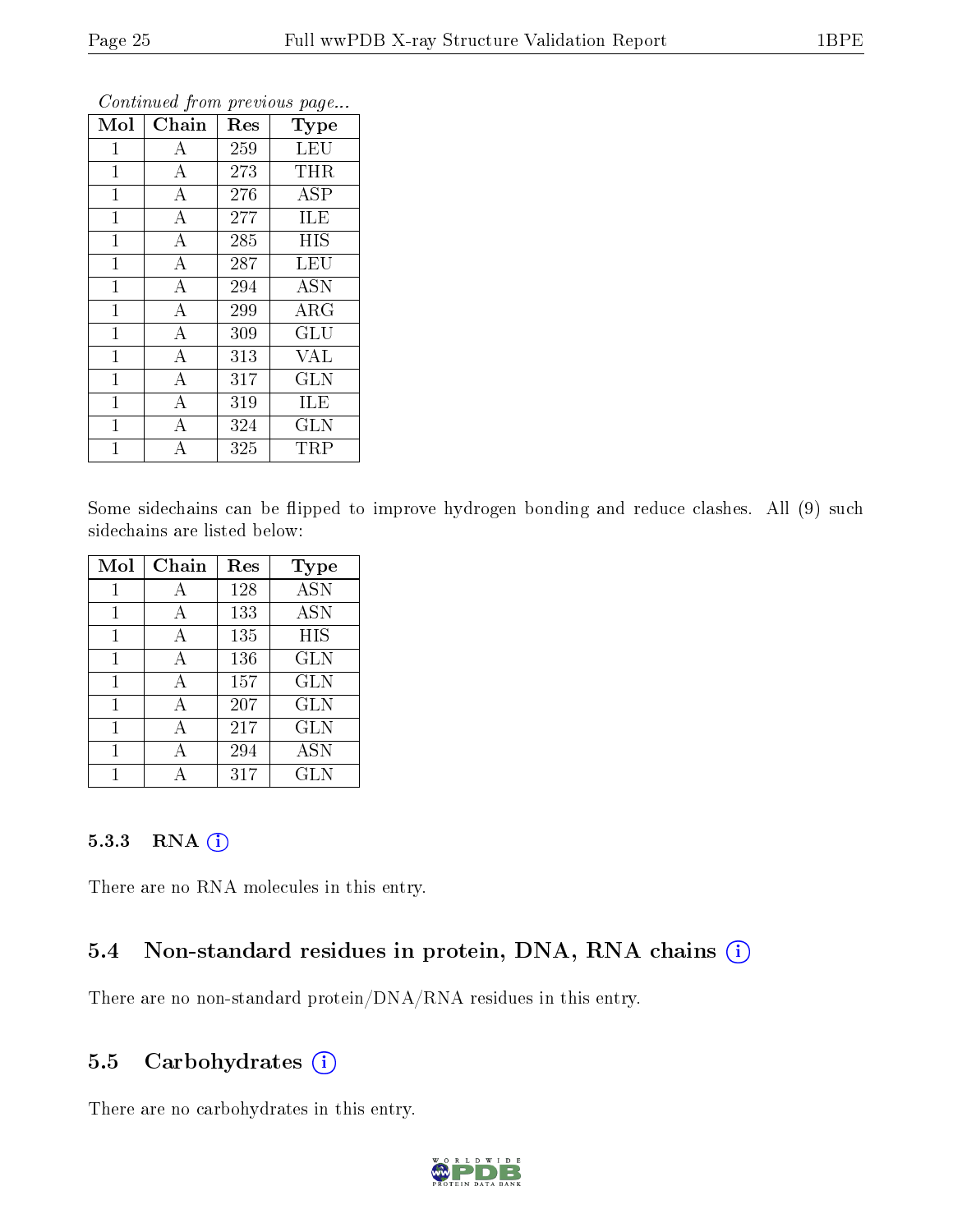*Continued from previous page...*

| Mol | Chain | Res | Type |
|---|---|---|---|
| 1 | A | 259 | LEU |
| 1 | A | 273 | THR |
| 1 | A | 276 | ASP |
| 1 | A | 277 | ILE |
| 1 | A | 285 | HIS |
| 1 | A | 287 | LEU |
| 1 | A | 294 | ASN |
| 1 | A | 299 | ARG |
| 1 | A | 309 | GLU |
| 1 | A | 313 | VAL |
| 1 | A | 317 | GLN |
| 1 | A | 319 | ILE |
| 1 | A | 324 | GLN |
| 1 | A | 325 | TRP |

Some sidechains can be flipped to improve hydrogen bonding and reduce clashes. All (9) such sidechains are listed below:

| Mol | Chain | Res | Type |
|---|---|---|---|
| 1 | A | 128 | ASN |
| 1 | A | 133 | ASN |
| 1 | A | 135 | HIS |
| 1 | A | 136 | GLN |
| 1 | A | 157 | GLN |
| 1 | A | 207 | GLN |
| 1 | A | 217 | GLN |
| 1 | A | 294 | ASN |
| 1 | A | 317 | GLN |

#### 5.3.3 RNA

There are no RNA molecules in this entry.

### 5.4 Non-standard residues in protein, DNA, RNA chains

There are no non-standard protein/DNA/RNA residues in this entry.

### 5.5 Carbohydrates

There are no carbohydrates in this entry.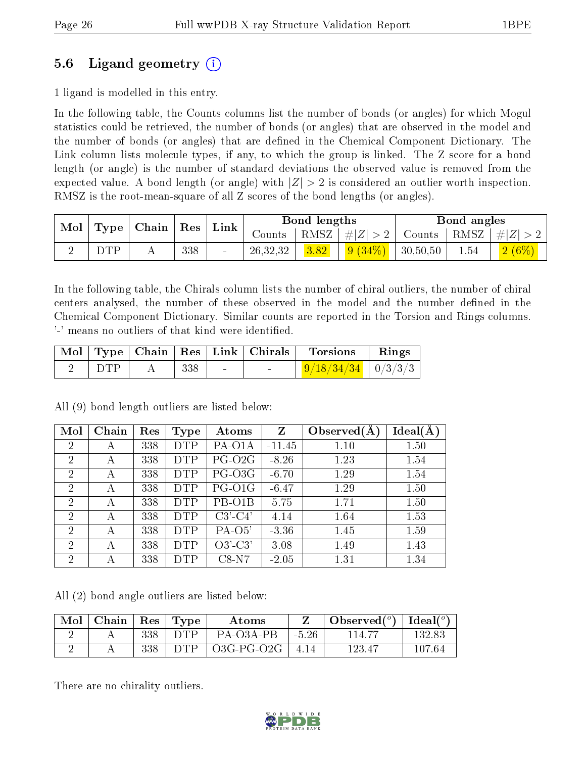## 5.6 Ligand geometry (i)

1 ligand is modelled in this entry.

In the following table, the Counts columns list the number of bonds (or angles) for which Mogul statistics could be retrieved, the number of bonds (or angles) that are observed in the model and the number of bonds (or angles) that are defined in the Chemical Component Dictionary. The Link column lists molecule types, if any, to which the group is linked. The Z score for a bond length (or angle) is the number of standard deviations the observed value is removed from the expected value. A bond length (or angle) with $|Z| > 2$ is considered an outlier worth inspection. RMSZ is the root-mean-square of all Z scores of the bond lengths (or angles).

| Mol | Type | Chain | Res | Link | Bond lengths | | | Bond angles | | |
|---|---|---|---|---|---|---|---|---|---|---|
| | | | | | Counts | RMSZ | $\#\|Z\| > 2$ | Counts | RMSZ | $\#\|Z\| > 2$ |
| 2 | DTP | A | 338 | - | 26,32,32 | 3.82 | 9 (34%) | 30,50,50 | 1.54 | 2 (6%) |

In the following table, the Chirals column lists the number of chiral outliers, the number of chiral centers analysed, the number of these observed in the model and the number defined in the Chemical Component Dictionary. Similar counts are reported in the Torsion and Rings columns. '-' means no outliers of that kind were identified.

| Mol | Type | Chain | Res | Link | Chirals | Torsions | Rings |
|---|---|---|---|---|---|---|---|
| 2 | DTP | A | 338 | - | - | 9/18/34/34 | 0/3/3/3 |

All (9) bond length outliers are listed below:

| Mol | Chain | Res | Type | Atoms | Z | Observed(Å) | Ideal(Å) |
|---|---|---|---|---|---|---|---|
| 2 | A | 338 | DTP | PA-O1A | -11.45 | 1.10 | 1.50 |
| 2 | A | 338 | DTP | PG-O2G | -8.26 | 1.23 | 1.54 |
| 2 | A | 338 | DTP | PG-O3G | -6.70 | 1.29 | 1.54 |
| 2 | A | 338 | DTP | PG-O1G | -6.47 | 1.29 | 1.50 |
| 2 | A | 338 | DTP | PB-O1B | 5.75 | 1.71 | 1.50 |
| 2 | A | 338 | DTP | C3'-C4' | 4.14 | 1.64 | 1.53 |
| 2 | A | 338 | DTP | PA-O5' | -3.36 | 1.45 | 1.59 |
| 2 | A | 338 | DTP | O3'-C3' | 3.08 | 1.49 | 1.43 |
| 2 | A | 338 | DTP | C8-N7 | -2.05 | 1.31 | 1.34 |

All (2) bond angle outliers are listed below:

| Mol | Chain | Res | Type | Atoms | Z | Observed($^o$) | Ideal($^o$) |
|---|---|---|---|---|---|---|---|
| 2 | A | 338 | DTP | PA-O3A-PB | -5.26 | 114.77 | 132.83 |
| 2 | A | 338 | DTP | O3G-PG-O2G | 4.14 | 123.47 | 107.64 |

There are no chirality outliers.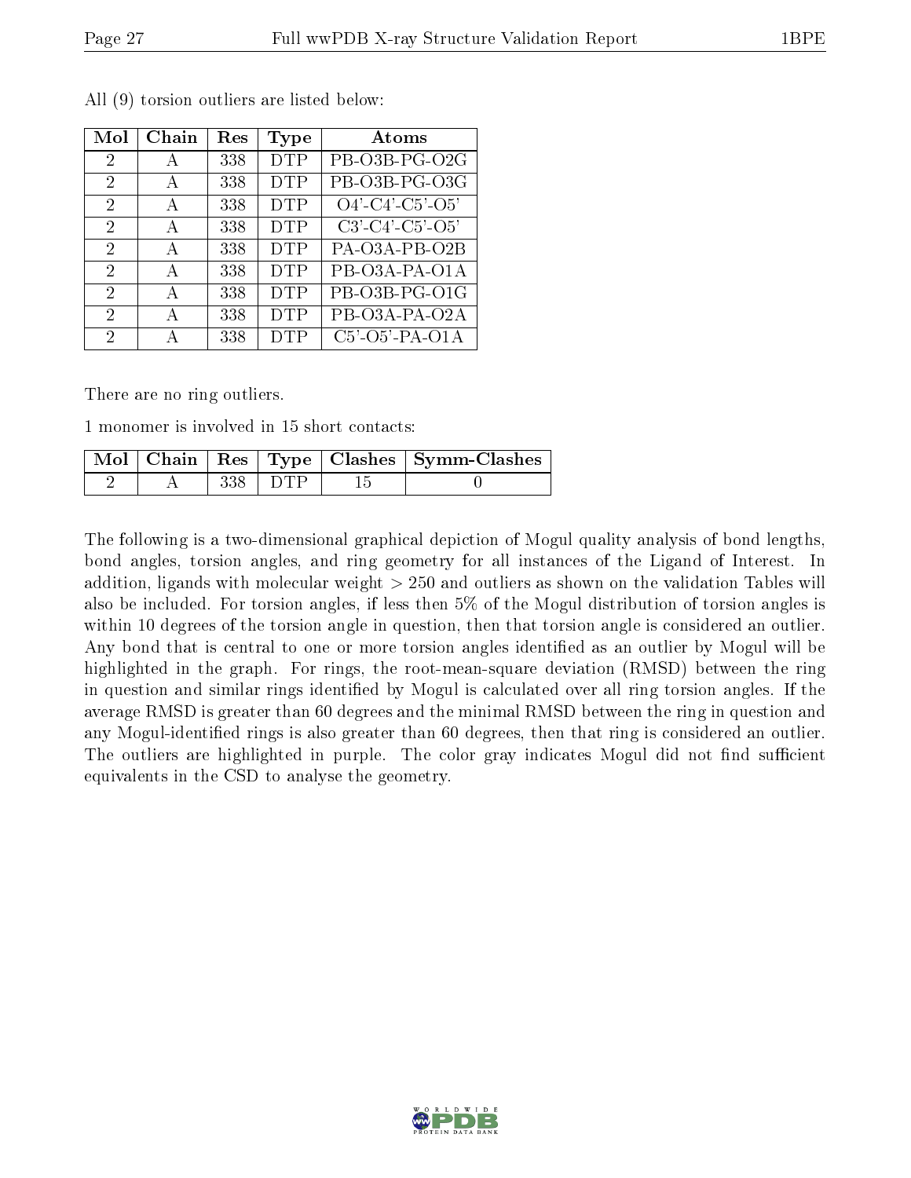All (9) torsion outliers are listed below:

| Mol | Chain | Res | Type | Atoms |
|---|---|---|---|---|
| 2 | A | 338 | DTP | PB-O3B-PG-O2G |
| 2 | A | 338 | DTP | PB-O3B-PG-O3G |
| 2 | A | 338 | DTP | O4'-C4'-C5'-O5' |
| 2 | A | 338 | DTP | C3'-C4'-C5'-O5' |
| 2 | A | 338 | DTP | PA-O3A-PB-O2B |
| 2 | A | 338 | DTP | PB-O3A-PA-O1A |
| 2 | A | 338 | DTP | PB-O3B-PG-O1G |
| 2 | A | 338 | DTP | PB-O3A-PA-O2A |
| 2 | A | 338 | DTP | C5'-O5'-PA-O1A |

There are no ring outliers.

1 monomer is involved in 15 short contacts:

| Mol | Chain | Res | Type | Clashes | Symm-Clashes |
|---|---|---|---|---|---|
| 2 | A | 338 | DTP | 15 | 0 |

The following is a two-dimensional graphical depiction of Mogul quality analysis of bond lengths, bond angles, torsion angles, and ring geometry for all instances of the Ligand of Interest. In addition, ligands with molecular weight > 250 and outliers as shown on the validation Tables will also be included. For torsion angles, if less then 5% of the Mogul distribution of torsion angles is within 10 degrees of the torsion angle in question, then that torsion angle is considered an outlier. Any bond that is central to one or more torsion angles identified as an outlier by Mogul will be highlighted in the graph. For rings, the root-mean-square deviation (RMSD) between the ring in question and similar rings identified by Mogul is calculated over all ring torsion angles. If the average RMSD is greater than 60 degrees and the minimal RMSD between the ring in question and any Mogul-identified rings is also greater than 60 degrees, then that ring is considered an outlier. The outliers are highlighted in purple. The color gray indicates Mogul did not find sufficient equivalents in the CSD to analyse the geometry.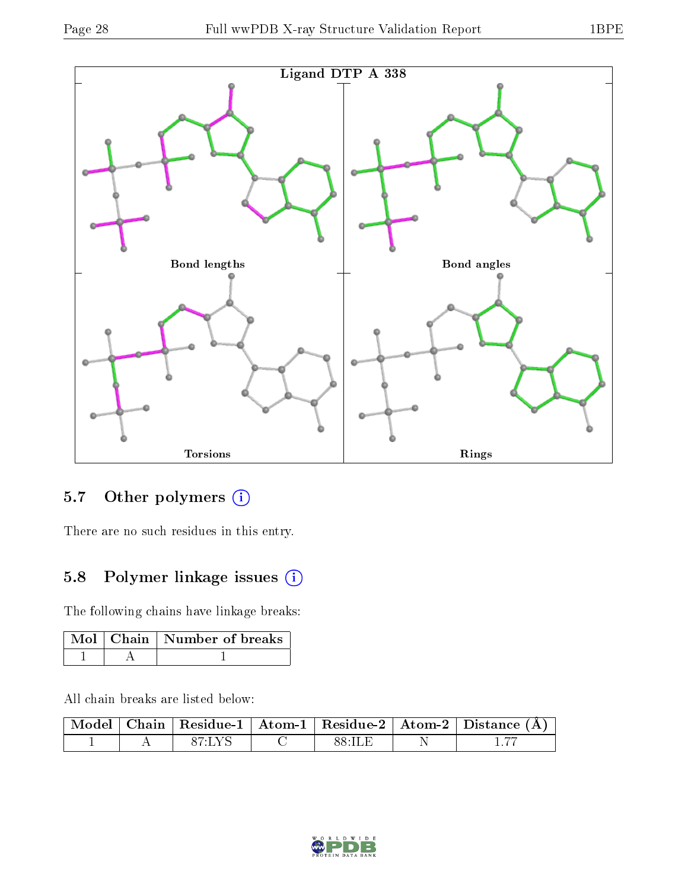Ligand DTP A 338

Bond lengths

Bond angles

Torsions

Rings

### 5.7 Other polymers

There are no such residues in this entry.

### 5.8 Polymer linkage issues

The following chains have linkage breaks:

| Mol | Chain | Number of breaks |
|---|---|---|
| 1 | A | 1 |

All chain breaks are listed below:

| Model | Chain | Residue-1 | Atom-1 | Residue-2 | Atom-2 | Distance (Å) |
|---|---|---|---|---|---|---|
| 1 | A | 87:LYS | C | 88:ILE | N | 1.77 |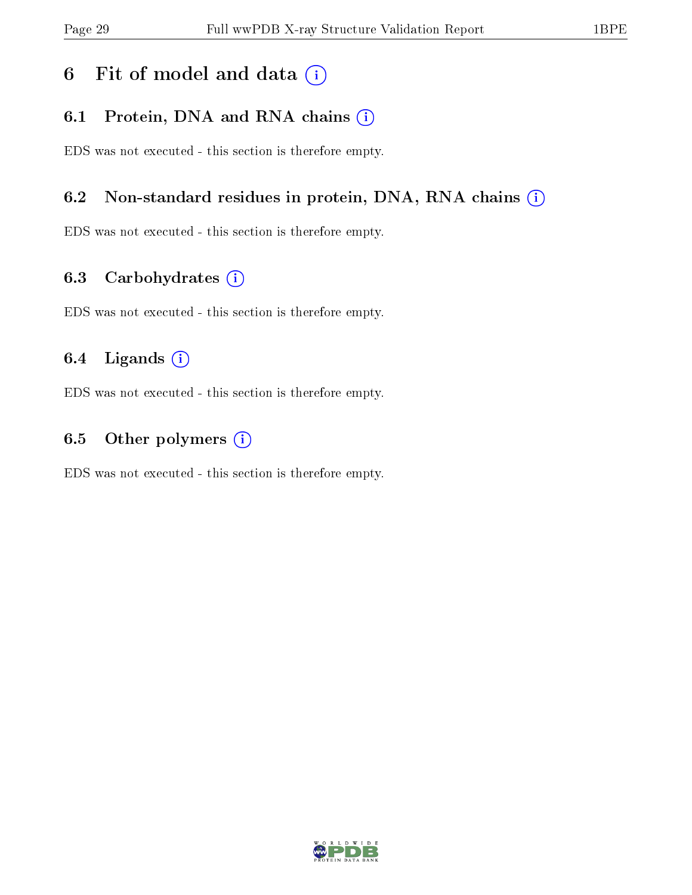# 6 Fit of model and data

## 6.1 Protein, DNA and RNA chains

EDS was not executed - this section is therefore empty.

## 6.2 Non-standard residues in protein, DNA, RNA chains

EDS was not executed - this section is therefore empty.

## 6.3 Carbohydrates

EDS was not executed - this section is therefore empty.

## 6.4 Ligands

EDS was not executed - this section is therefore empty.

## 6.5 Other polymers

EDS was not executed - this section is therefore empty.